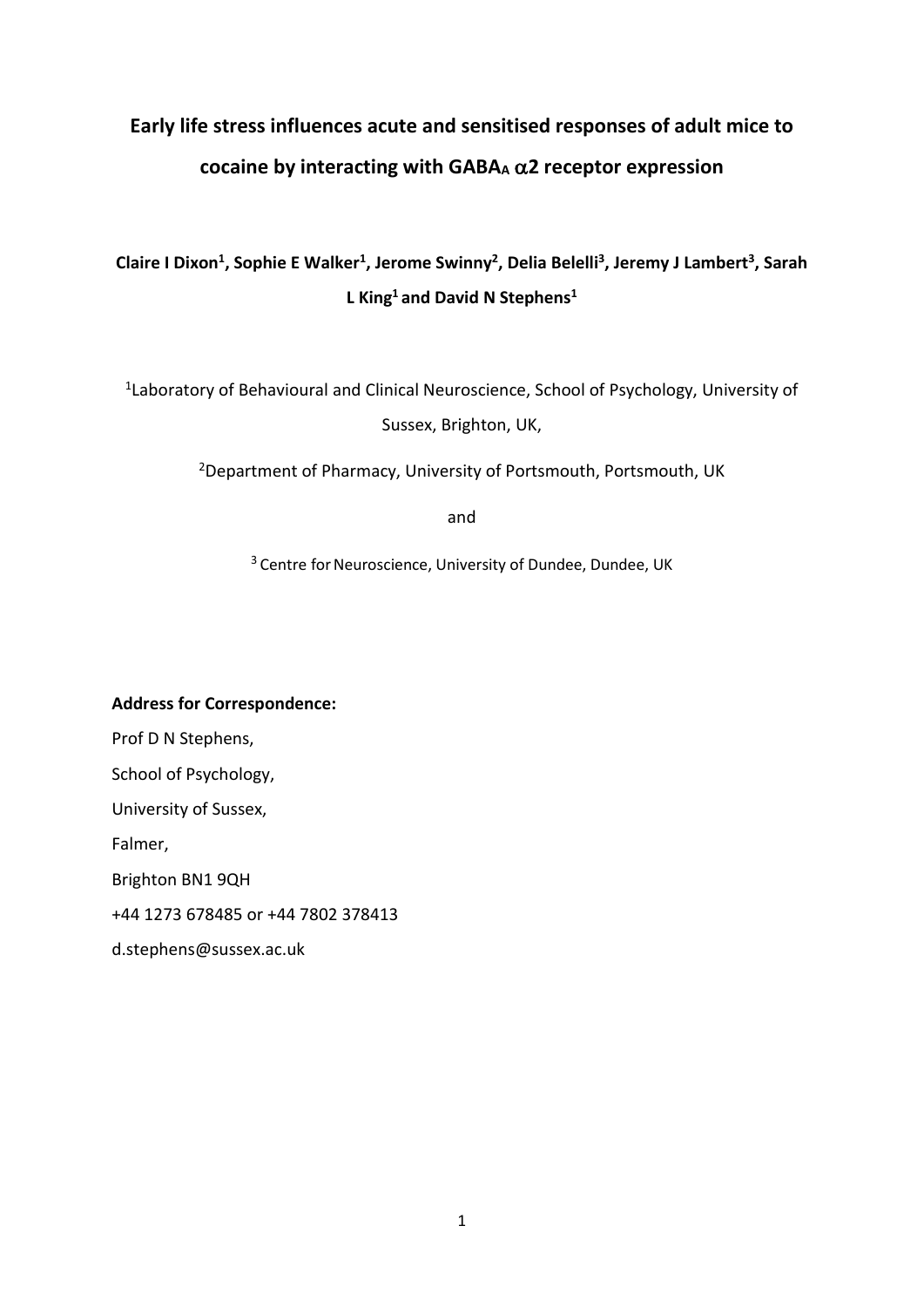# Early life stress influences acute and sensitised responses of adult mice to cocaine by interacting with $GABA_A$ $\alpha 2$ receptor expression

**Claire I Dixon[1], Sophie E Walker[1], Jerome Swinny[2], Delia Belelli[3], Jeremy J Lambert[3], Sarah L King[1] and David N Stephens[1]**

[1]Laboratory of Behavioural and Clinical Neuroscience, School of Psychology, University of Sussex, Brighton, UK,

[2]Department of Pharmacy, University of Portsmouth, Portsmouth, UK

and

[3] Centre for Neuroscience, University of Dundee, Dundee, UK

**Address for Correspondence:**

Prof D N Stephens,

School of Psychology,

University of Sussex,

Falmer,

Brighton BN1 9QH

+44 1273 678485 or +44 7802 378413

d.stephens@sussex.ac.uk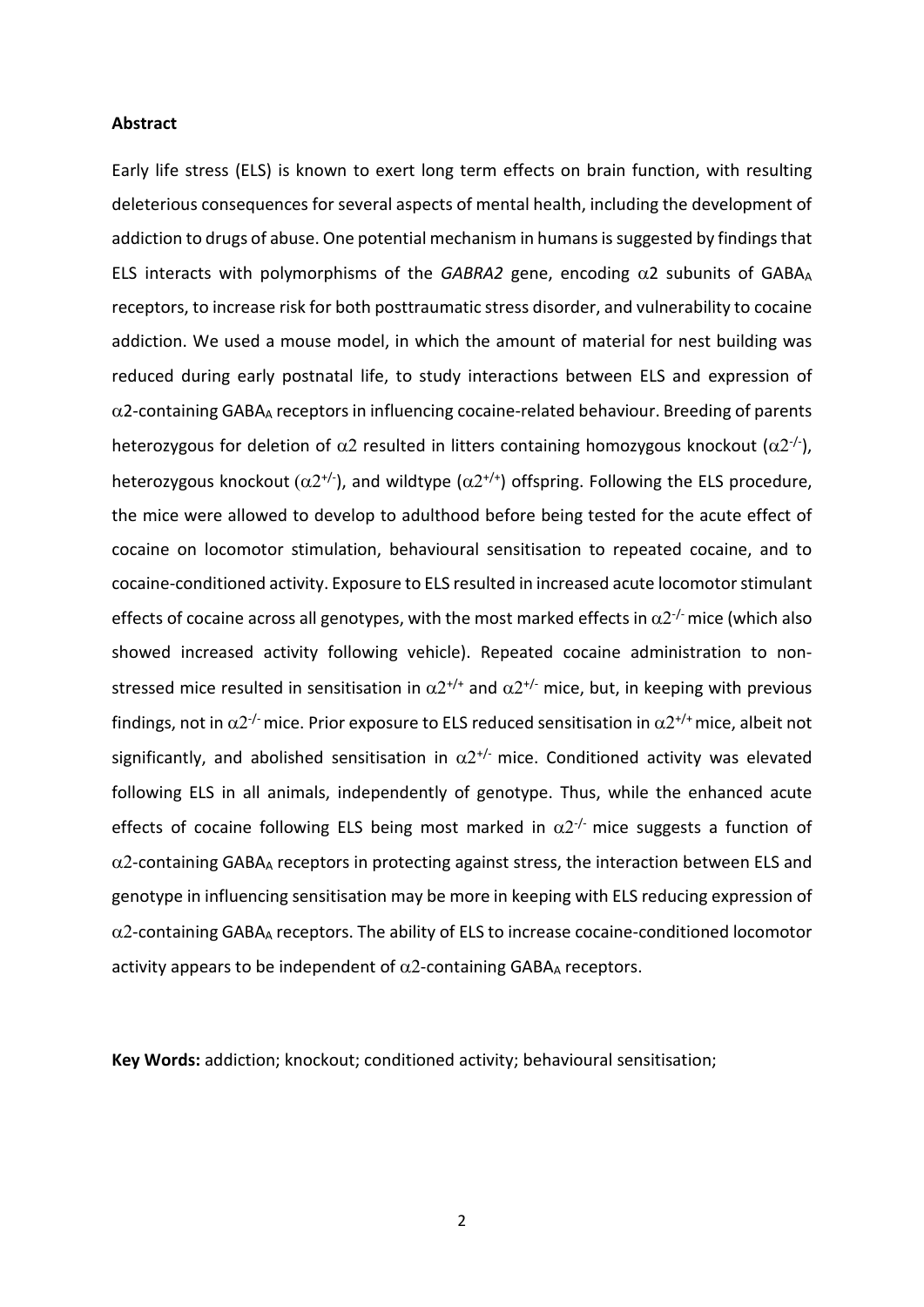**Abstract**

Early life stress (ELS) is known to exert long term effects on brain function, with resulting deleterious consequences for several aspects of mental health, including the development of addiction to drugs of abuse. One potential mechanism in humans is suggested by findings that ELS interacts with polymorphisms of the *GABRA2* gene, encoding $\alpha2$ subunits of $GABA_A$ receptors, to increase risk for both posttraumatic stress disorder, and vulnerability to cocaine addiction. We used a mouse model, in which the amount of material for nest building was reduced during early postnatal life, to study interactions between ELS and expression of $\alpha2$-containing $GABA_A$ receptors in influencing cocaine-related behaviour. Breeding of parents heterozygous for deletion of $\alpha2$ resulted in litters containing homozygous knockout ($\alpha2^{-/-}$), heterozygous knockout ($\alpha2^{+/-}$), and wildtype ($\alpha2^{+/+}$) offspring. Following the ELS procedure, the mice were allowed to develop to adulthood before being tested for the acute effect of cocaine on locomotor stimulation, behavioural sensitisation to repeated cocaine, and to cocaine-conditioned activity. Exposure to ELS resulted in increased acute locomotor stimulant effects of cocaine across all genotypes, with the most marked effects in $\alpha2^{-/-}$ mice (which also showed increased activity following vehicle). Repeated cocaine administration to non-stressed mice resulted in sensitisation in $\alpha2^{+/+}$ and $\alpha2^{+/-}$ mice, but, in keeping with previous findings, not in $\alpha2^{-/-}$ mice. Prior exposure to ELS reduced sensitisation in $\alpha2^{+/+}$ mice, albeit not significantly, and abolished sensitisation in $\alpha2^{+/-}$ mice. Conditioned activity was elevated following ELS in all animals, independently of genotype. Thus, while the enhanced acute effects of cocaine following ELS being most marked in $\alpha2^{-/-}$ mice suggests a function of $\alpha2$-containing $GABA_A$ receptors in protecting against stress, the interaction between ELS and genotype in influencing sensitisation may be more in keeping with ELS reducing expression of $\alpha2$-containing $GABA_A$ receptors. The ability of ELS to increase cocaine-conditioned locomotor activity appears to be independent of $\alpha2$-containing $GABA_A$ receptors.

**Key Words:** addiction; knockout; conditioned activity; behavioural sensitisation;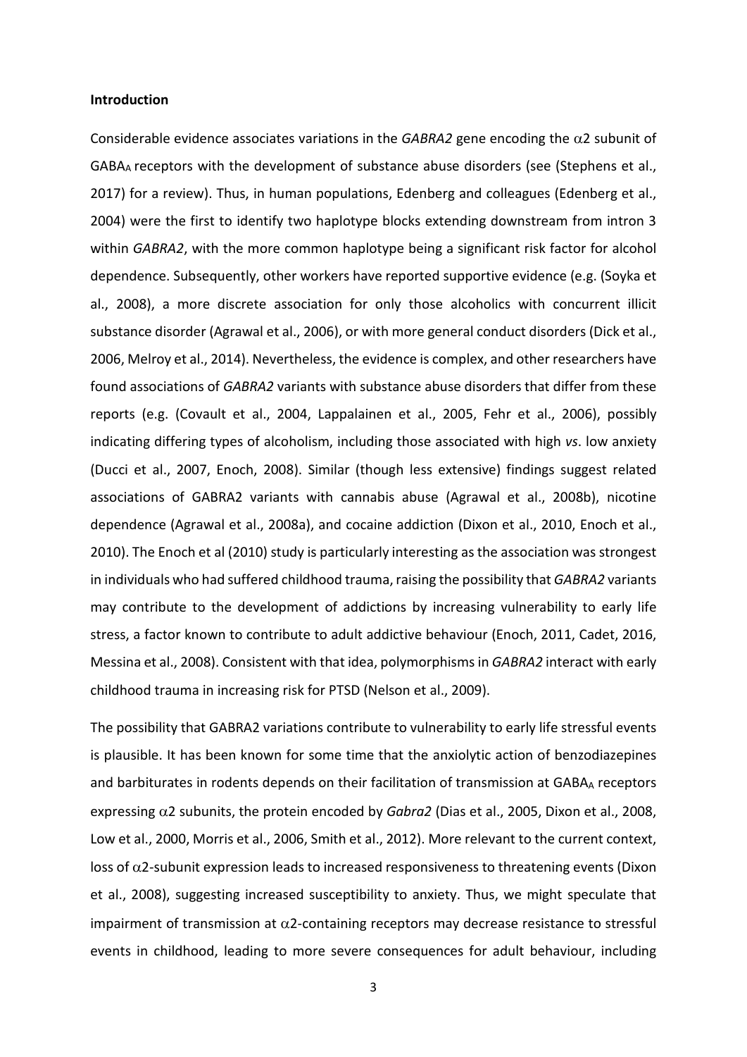**Introduction**

Considerable evidence associates variations in the *GABRA2* gene encoding the $\alpha$2 subunit of GABA$_A$ receptors with the development of substance abuse disorders (see (Stephens et al., 2017) for a review). Thus, in human populations, Edenberg and colleagues (Edenberg et al., 2004) were the first to identify two haplotype blocks extending downstream from intron 3 within *GABRA2*, with the more common haplotype being a significant risk factor for alcohol dependence. Subsequently, other workers have reported supportive evidence (e.g. (Soyka et al., 2008), a more discrete association for only those alcoholics with concurrent illicit substance disorder (Agrawal et al., 2006), or with more general conduct disorders (Dick et al., 2006, Melroy et al., 2014). Nevertheless, the evidence is complex, and other researchers have found associations of *GABRA2* variants with substance abuse disorders that differ from these reports (e.g. (Covault et al., 2004, Lappalainen et al., 2005, Fehr et al., 2006), possibly indicating differing types of alcoholism, including those associated with high *vs*. low anxiety (Ducci et al., 2007, Enoch, 2008). Similar (though less extensive) findings suggest related associations of GABRA2 variants with cannabis abuse (Agrawal et al., 2008b), nicotine dependence (Agrawal et al., 2008a), and cocaine addiction (Dixon et al., 2010, Enoch et al., 2010). The Enoch et al (2010) study is particularly interesting as the association was strongest in individuals who had suffered childhood trauma, raising the possibility that *GABRA2* variants may contribute to the development of addictions by increasing vulnerability to early life stress, a factor known to contribute to adult addictive behaviour (Enoch, 2011, Cadet, 2016, Messina et al., 2008). Consistent with that idea, polymorphisms in *GABRA2* interact with early childhood trauma in increasing risk for PTSD (Nelson et al., 2009).

The possibility that GABRA2 variations contribute to vulnerability to early life stressful events is plausible. It has been known for some time that the anxiolytic action of benzodiazepines and barbiturates in rodents depends on their facilitation of transmission at GABA$_A$ receptors expressing $\alpha$2 subunits, the protein encoded by *Gabra2* (Dias et al., 2005, Dixon et al., 2008, Low et al., 2000, Morris et al., 2006, Smith et al., 2012). More relevant to the current context, loss of $\alpha$2-subunit expression leads to increased responsiveness to threatening events (Dixon et al., 2008), suggesting increased susceptibility to anxiety. Thus, we might speculate that impairment of transmission at $\alpha$2-containing receptors may decrease resistance to stressful events in childhood, leading to more severe consequences for adult behaviour, including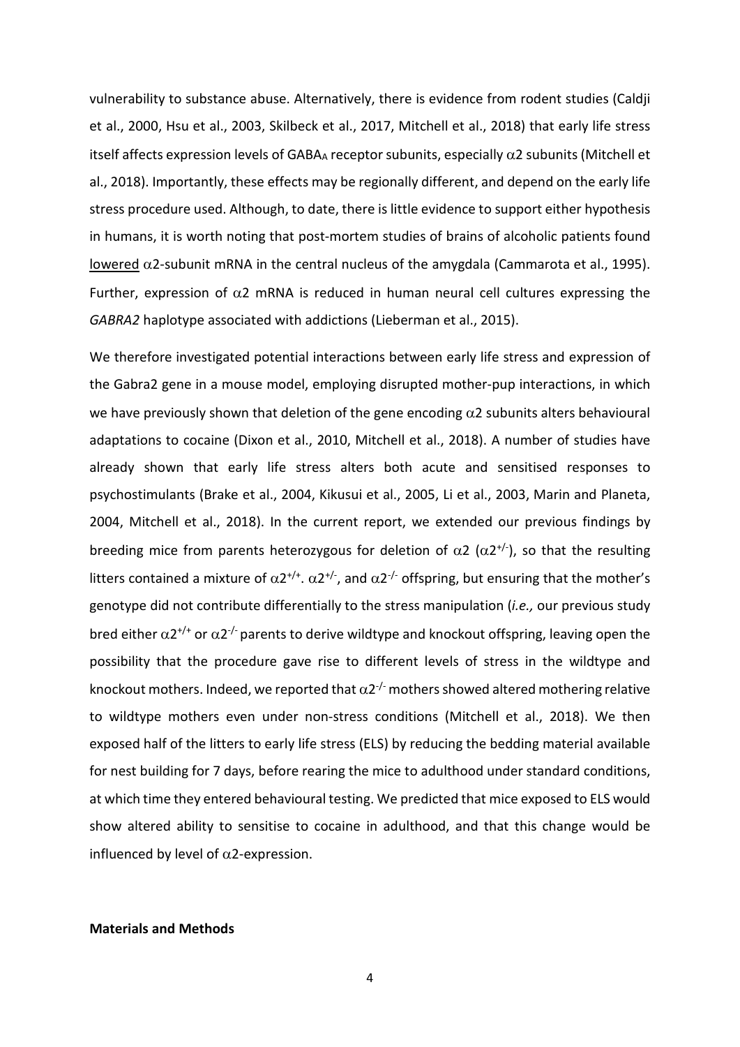vulnerability to substance abuse. Alternatively, there is evidence from rodent studies (Caldji et al., 2000, Hsu et al., 2003, Skilbeck et al., 2017, Mitchell et al., 2018) that early life stress itself affects expression levels of $GABA_A$ receptor subunits, especially $\alpha 2$ subunits (Mitchell et al., 2018). Importantly, these effects may be regionally different, and depend on the early life stress procedure used. Although, to date, there is little evidence to support either hypothesis in humans, it is worth noting that post-mortem studies of brains of alcoholic patients found <u>lowered</u> $\alpha 2$-subunit mRNA in the central nucleus of the amygdala (Cammarota et al., 1995). Further, expression of $\alpha 2$ mRNA is reduced in human neural cell cultures expressing the *GABRA2* haplotype associated with addictions (Lieberman et al., 2015).

We therefore investigated potential interactions between early life stress and expression of the Gabra2 gene in a mouse model, employing disrupted mother-pup interactions, in which we have previously shown that deletion of the gene encoding $\alpha 2$ subunits alters behavioural adaptations to cocaine (Dixon et al., 2010, Mitchell et al., 2018). A number of studies have already shown that early life stress alters both acute and sensitised responses to psychostimulants (Brake et al., 2004, Kikusui et al., 2005, Li et al., 2003, Marin and Planeta, 2004, Mitchell et al., 2018). In the current report, we extended our previous findings by breeding mice from parents heterozygous for deletion of $\alpha 2$ ($\alpha 2^{+/-}$), so that the resulting litters contained a mixture of $\alpha 2^{+/+}$. $\alpha 2^{+/-}$, and $\alpha 2^{-/-}$ offspring, but ensuring that the mother's genotype did not contribute differentially to the stress manipulation (*i.e.,* our previous study bred either $\alpha 2^{+/+}$ or $\alpha 2^{-/-}$ parents to derive wildtype and knockout offspring, leaving open the possibility that the procedure gave rise to different levels of stress in the wildtype and knockout mothers. Indeed, we reported that $\alpha 2^{-/-}$ mothers showed altered mothering relative to wildtype mothers even under non-stress conditions (Mitchell et al., 2018). We then exposed half of the litters to early life stress (ELS) by reducing the bedding material available for nest building for 7 days, before rearing the mice to adulthood under standard conditions, at which time they entered behavioural testing. We predicted that mice exposed to ELS would show altered ability to sensitise to cocaine in adulthood, and that this change would be influenced by level of $\alpha 2$-expression.

**Materials and Methods**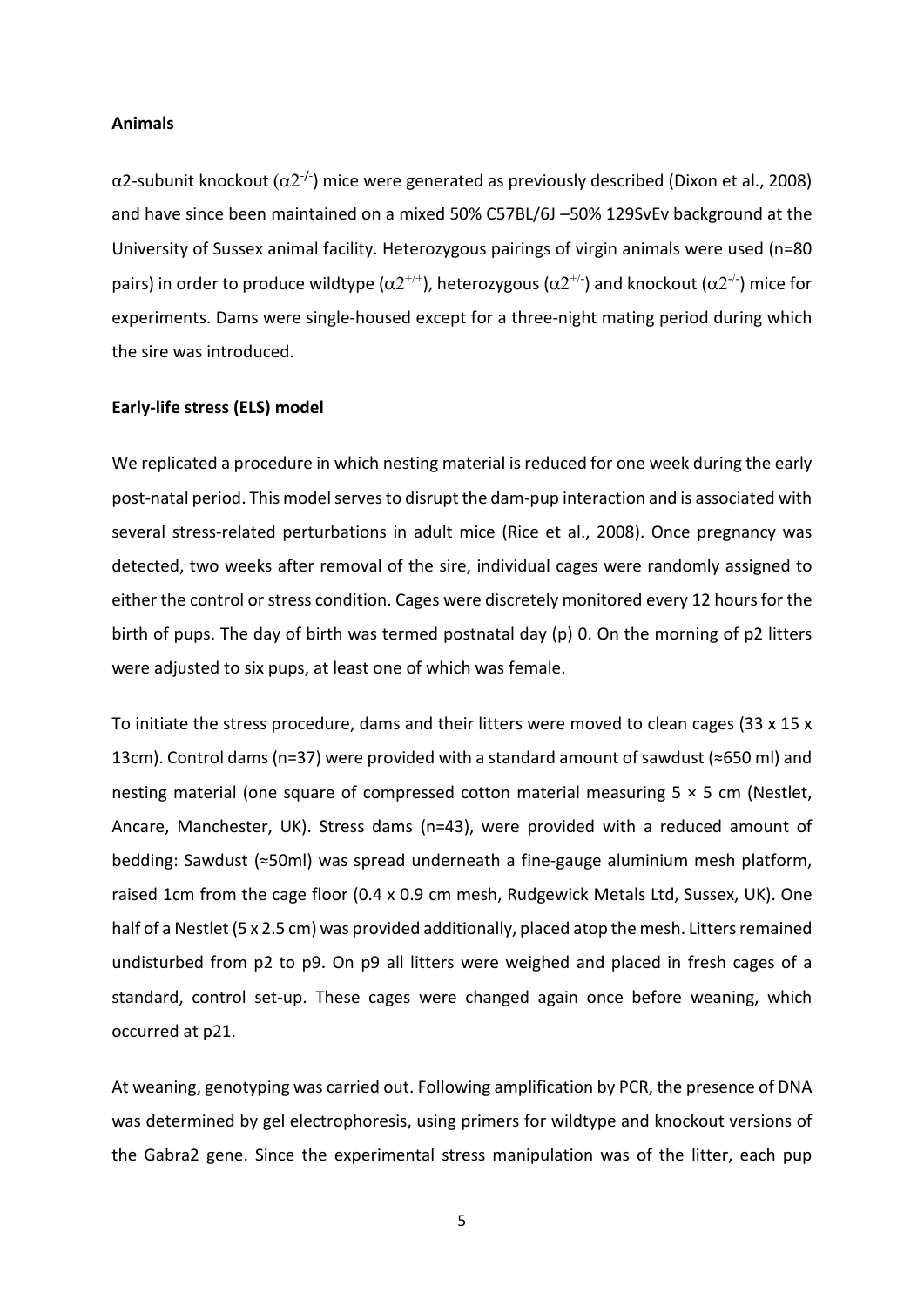**Animals**

α2-subunit knockout ($\alpha 2^{-/-}$) mice were generated as previously described (Dixon et al., 2008) and have since been maintained on a mixed 50% C57BL/6J –50% 129SvEv background at the University of Sussex animal facility. Heterozygous pairings of virgin animals were used (n=80 pairs) in order to produce wildtype ($\alpha 2^{+/+}$), heterozygous ($\alpha 2^{+/-}$) and knockout ($\alpha 2^{-/-}$) mice for experiments. Dams were single-housed except for a three-night mating period during which the sire was introduced.

**Early-life stress (ELS) model**

We replicated a procedure in which nesting material is reduced for one week during the early post-natal period. This model serves to disrupt the dam-pup interaction and is associated with several stress-related perturbations in adult mice (Rice et al., 2008). Once pregnancy was detected, two weeks after removal of the sire, individual cages were randomly assigned to either the control or stress condition. Cages were discretely monitored every 12 hours for the birth of pups. The day of birth was termed postnatal day (p) 0. On the morning of p2 litters were adjusted to six pups, at least one of which was female.

To initiate the stress procedure, dams and their litters were moved to clean cages (33 x 15 x 13cm). Control dams (n=37) were provided with a standard amount of sawdust (≈650 ml) and nesting material (one square of compressed cotton material measuring 5 × 5 cm (Nestlet, Ancare, Manchester, UK). Stress dams (n=43), were provided with a reduced amount of bedding: Sawdust (≈50ml) was spread underneath a fine-gauge aluminium mesh platform, raised 1cm from the cage floor (0.4 x 0.9 cm mesh, Rudgewick Metals Ltd, Sussex, UK). One half of a Nestlet (5 x 2.5 cm) was provided additionally, placed atop the mesh. Litters remained undisturbed from p2 to p9. On p9 all litters were weighed and placed in fresh cages of a standard, control set-up. These cages were changed again once before weaning, which occurred at p21.

At weaning, genotyping was carried out. Following amplification by PCR, the presence of DNA was determined by gel electrophoresis, using primers for wildtype and knockout versions of the Gabra2 gene. Since the experimental stress manipulation was of the litter, each pup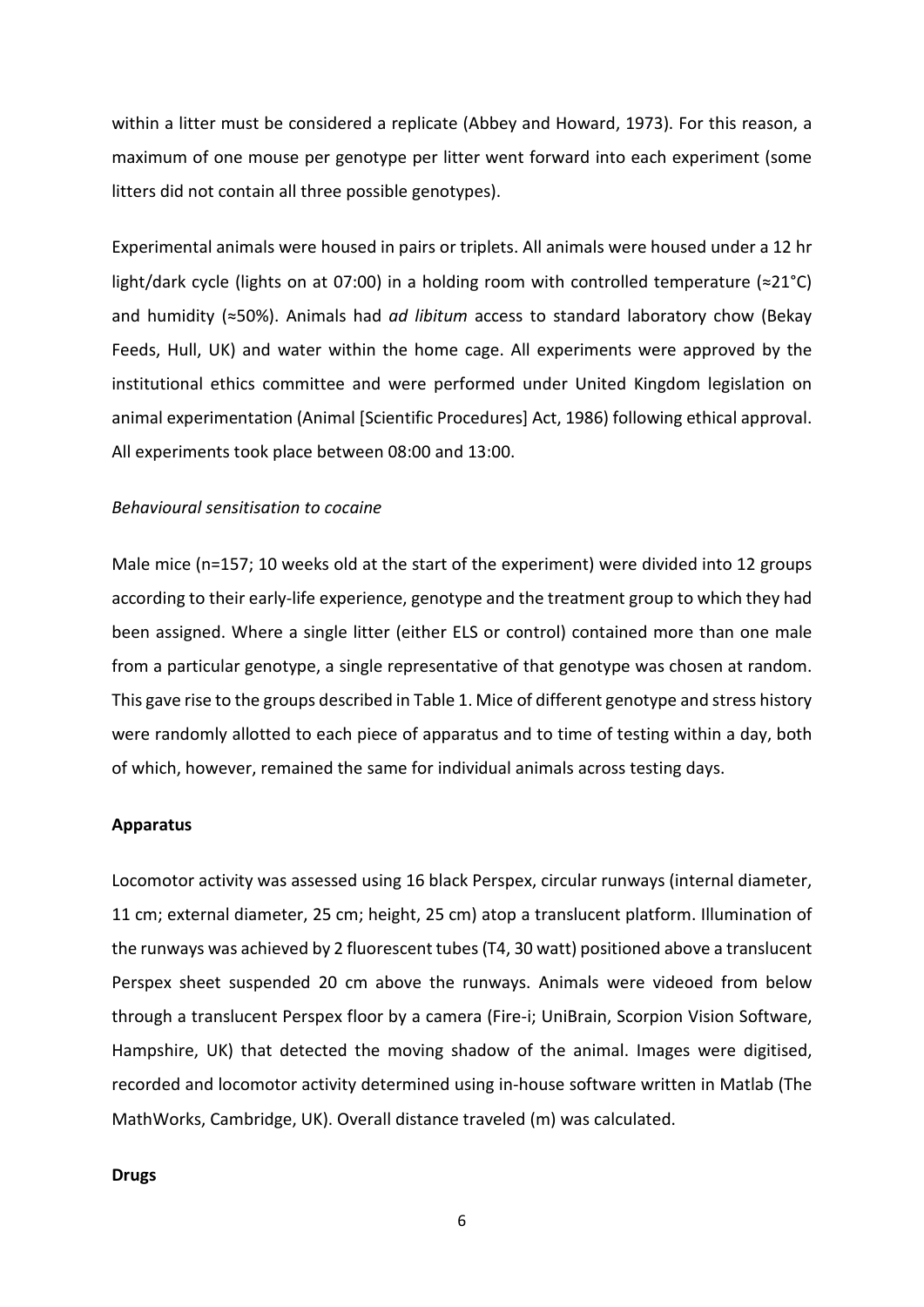within a litter must be considered a replicate (Abbey and Howard, 1973). For this reason, a maximum of one mouse per genotype per litter went forward into each experiment (some litters did not contain all three possible genotypes).

Experimental animals were housed in pairs or triplets. All animals were housed under a 12 hr light/dark cycle (lights on at 07:00) in a holding room with controlled temperature (≈21°C) and humidity (≈50%). Animals had *ad libitum* access to standard laboratory chow (Bekay Feeds, Hull, UK) and water within the home cage. All experiments were approved by the institutional ethics committee and were performed under United Kingdom legislation on animal experimentation (Animal [Scientific Procedures] Act, 1986) following ethical approval. All experiments took place between 08:00 and 13:00.

*Behavioural sensitisation to cocaine*

Male mice (n=157; 10 weeks old at the start of the experiment) were divided into 12 groups according to their early-life experience, genotype and the treatment group to which they had been assigned. Where a single litter (either ELS or control) contained more than one male from a particular genotype, a single representative of that genotype was chosen at random. This gave rise to the groups described in Table 1. Mice of different genotype and stress history were randomly allotted to each piece of apparatus and to time of testing within a day, both of which, however, remained the same for individual animals across testing days.

**Apparatus**

Locomotor activity was assessed using 16 black Perspex, circular runways (internal diameter, 11 cm; external diameter, 25 cm; height, 25 cm) atop a translucent platform. Illumination of the runways was achieved by 2 fluorescent tubes (T4, 30 watt) positioned above a translucent Perspex sheet suspended 20 cm above the runways. Animals were videoed from below through a translucent Perspex floor by a camera (Fire-i; UniBrain, Scorpion Vision Software, Hampshire, UK) that detected the moving shadow of the animal. Images were digitised, recorded and locomotor activity determined using in-house software written in Matlab (The MathWorks, Cambridge, UK). Overall distance traveled (m) was calculated.

**Drugs**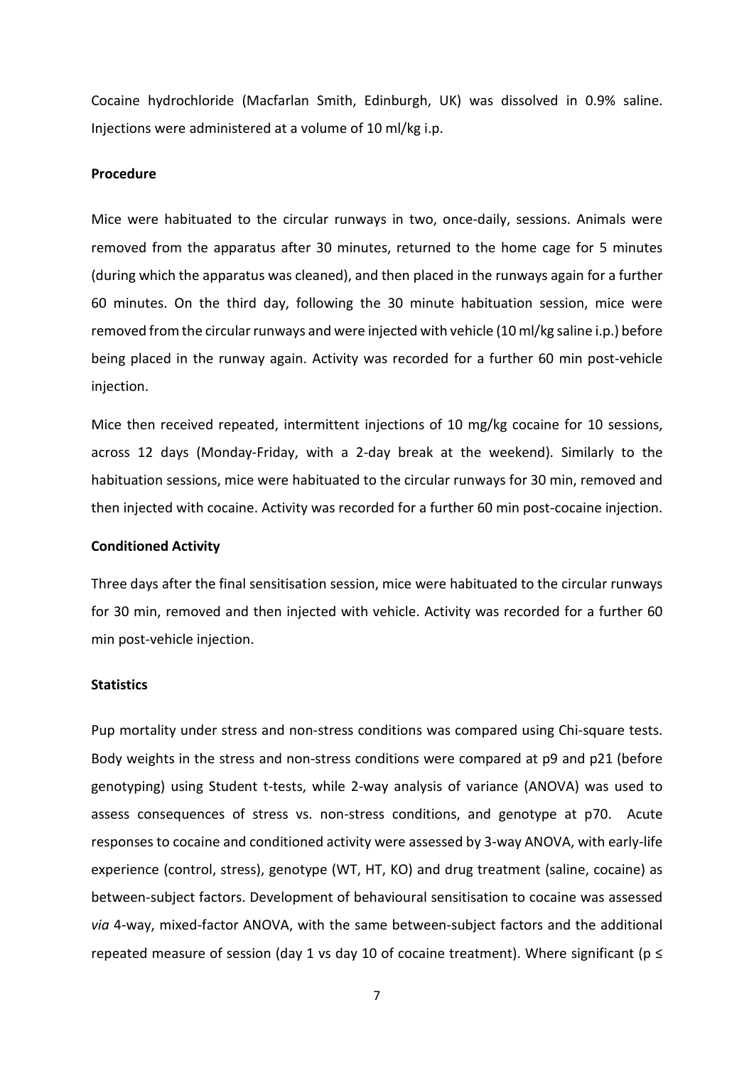Cocaine hydrochloride (Macfarlan Smith, Edinburgh, UK) was dissolved in 0.9% saline. Injections were administered at a volume of 10 ml/kg i.p.

### Procedure

Mice were habituated to the circular runways in two, once-daily, sessions. Animals were removed from the apparatus after 30 minutes, returned to the home cage for 5 minutes (during which the apparatus was cleaned), and then placed in the runways again for a further 60 minutes. On the third day, following the 30 minute habituation session, mice were removed from the circular runways and were injected with vehicle (10 ml/kg saline i.p.) before being placed in the runway again. Activity was recorded for a further 60 min post-vehicle injection.

Mice then received repeated, intermittent injections of 10 mg/kg cocaine for 10 sessions, across 12 days (Monday-Friday, with a 2-day break at the weekend). Similarly to the habituation sessions, mice were habituated to the circular runways for 30 min, removed and then injected with cocaine. Activity was recorded for a further 60 min post-cocaine injection.

### Conditioned Activity

Three days after the final sensitisation session, mice were habituated to the circular runways for 30 min, removed and then injected with vehicle. Activity was recorded for a further 60 min post-vehicle injection.

### Statistics

Pup mortality under stress and non-stress conditions was compared using Chi-square tests. Body weights in the stress and non-stress conditions were compared at p9 and p21 (before genotyping) using Student t-tests, while 2-way analysis of variance (ANOVA) was used to assess consequences of stress vs. non-stress conditions, and genotype at p70. Acute responses to cocaine and conditioned activity were assessed by 3-way ANOVA, with early-life experience (control, stress), genotype (WT, HT, KO) and drug treatment (saline, cocaine) as between-subject factors. Development of behavioural sensitisation to cocaine was assessed *via* 4-way, mixed-factor ANOVA, with the same between-subject factors and the additional repeated measure of session (day 1 vs day 10 of cocaine treatment). Where significant ($p \leq$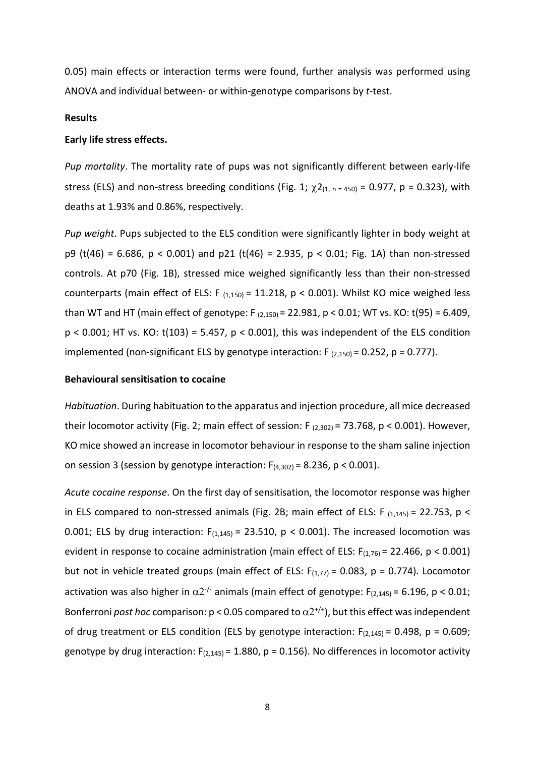0.05) main effects or interaction terms were found, further analysis was performed using ANOVA and individual between- or within-genotype comparisons by *t*-test.

**Results**

**Early life stress effects.**

*Pup mortality*. The mortality rate of pups was not significantly different between early-life stress (ELS) and non-stress breeding conditions (Fig. 1; $\chi 2_{(1,\, n = 450)} = 0.977$, $p = 0.323$), with deaths at 1.93% and 0.86%, respectively.

*Pup weight*. Pups subjected to the ELS condition were significantly lighter in body weight at p9 ($t(46) = 6.686$, $p < 0.001$) and p21 ($t(46) = 2.935$, $p < 0.01$; Fig. 1A) than non-stressed controls. At p70 (Fig. 1B), stressed mice weighed significantly less than their non-stressed counterparts (main effect of ELS: $F_{(1,150)} = 11.218$, $p < 0.001$). Whilst KO mice weighed less than WT and HT (main effect of genotype: $F_{(2,150)} = 22.981$, $p < 0.01$; WT vs. KO: $t(95) = 6.409$, $p < 0.001$; HT vs. KO: $t(103) = 5.457$, $p < 0.001$), this was independent of the ELS condition implemented (non-significant ELS by genotype interaction: $F_{(2,150)} = 0.252$, $p = 0.777$).

**Behavioural sensitisation to cocaine**

*Habituation*. During habituation to the apparatus and injection procedure, all mice decreased their locomotor activity (Fig. 2; main effect of session: $F_{(2,302)} = 73.768$, $p < 0.001$). However, KO mice showed an increase in locomotor behaviour in response to the sham saline injection on session 3 (session by genotype interaction: $F_{(4,302)} = 8.236$, $p < 0.001$).

*Acute cocaine response*. On the first day of sensitisation, the locomotor response was higher in ELS compared to non-stressed animals (Fig. 2B; main effect of ELS: $F_{(1,145)} = 22.753$, $p < 0.001$; ELS by drug interaction: $F_{(1,145)} = 23.510$, $p < 0.001$). The increased locomotion was evident in response to cocaine administration (main effect of ELS: $F_{(1,76)} = 22.466$, $p < 0.001$) but not in vehicle treated groups (main effect of ELS: $F_{(1,77)} = 0.083$, $p = 0.774$). Locomotor activation was also higher in $\alpha 2^{-/-}$ animals (main effect of genotype: $F_{(2,145)} = 6.196$, $p < 0.01$; Bonferroni *post hoc* comparison: $p < 0.05$ compared to $\alpha 2^{+/+}$), but this effect was independent of drug treatment or ELS condition (ELS by genotype interaction: $F_{(2,145)} = 0.498$, $p = 0.609$; genotype by drug interaction: $F_{(2,145)} = 1.880$, $p = 0.156$). No differences in locomotor activity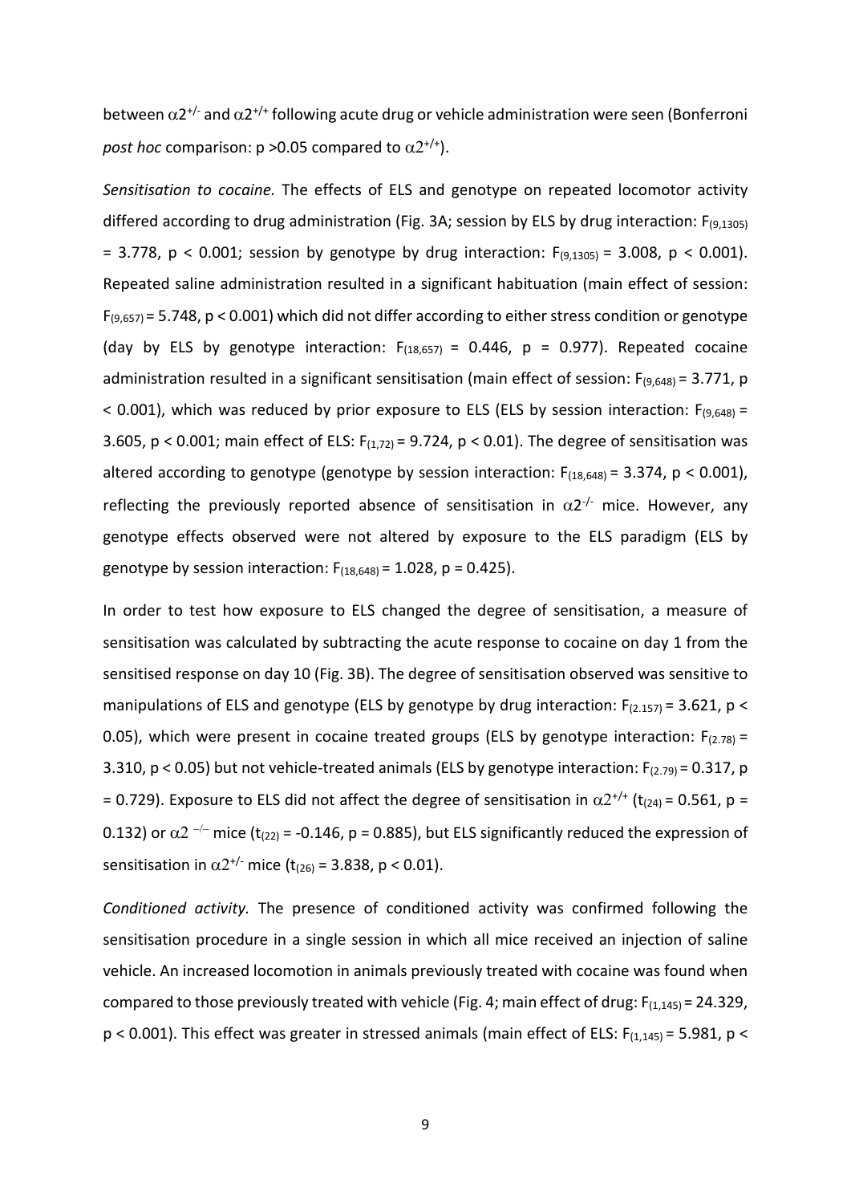between $\alpha2^{+/-}$ and $\alpha2^{+/+}$ following acute drug or vehicle administration were seen (Bonferroni *post hoc* comparison: $p > 0.05$ compared to $\alpha2^{+/+}$).

*Sensitisation to cocaine.* The effects of ELS and genotype on repeated locomotor activity differed according to drug administration (Fig. 3A; session by ELS by drug interaction: $F_{(9,1305)} = 3.778$, $p < 0.001$; session by genotype by drug interaction: $F_{(9,1305)} = 3.008$, $p < 0.001$). Repeated saline administration resulted in a significant habituation (main effect of session: $F_{(9,657)} = 5.748$, $p < 0.001$) which did not differ according to either stress condition or genotype (day by ELS by genotype interaction: $F_{(18,657)} = 0.446$, $p = 0.977$). Repeated cocaine administration resulted in a significant sensitisation (main effect of session: $F_{(9,648)} = 3.771$, $p < 0.001$), which was reduced by prior exposure to ELS (ELS by session interaction: $F_{(9,648)} = 3.605$, $p < 0.001$; main effect of ELS: $F_{(1,72)} = 9.724$, $p < 0.01$). The degree of sensitisation was altered according to genotype (genotype by session interaction: $F_{(18,648)} = 3.374$, $p < 0.001$), reflecting the previously reported absence of sensitisation in $\alpha2^{-/-}$ mice. However, any genotype effects observed were not altered by exposure to the ELS paradigm (ELS by genotype by session interaction: $F_{(18,648)} = 1.028$, $p = 0.425$).

In order to test how exposure to ELS changed the degree of sensitisation, a measure of sensitisation was calculated by subtracting the acute response to cocaine on day 1 from the sensitised response on day 10 (Fig. 3B). The degree of sensitisation observed was sensitive to manipulations of ELS and genotype (ELS by genotype by drug interaction: $F_{(2.157)} = 3.621$, $p < 0.05$), which were present in cocaine treated groups (ELS by genotype interaction: $F_{(2.78)} = 3.310$, $p < 0.05$) but not vehicle-treated animals (ELS by genotype interaction: $F_{(2.79)} = 0.317$, $p = 0.729$). Exposure to ELS did not affect the degree of sensitisation in $\alpha2^{+/+}$ ($t_{(24)} = 0.561$, $p = 0.132$) or $\alpha2^{-/-}$ mice ($t_{(22)} = -0.146$, $p = 0.885$), but ELS significantly reduced the expression of sensitisation in $\alpha2^{+/-}$ mice ($t_{(26)} = 3.838$, $p < 0.01$).

*Conditioned activity.* The presence of conditioned activity was confirmed following the sensitisation procedure in a single session in which all mice received an injection of saline vehicle. An increased locomotion in animals previously treated with cocaine was found when compared to those previously treated with vehicle (Fig. 4; main effect of drug: $F_{(1,145)} = 24.329$, $p < 0.001$). This effect was greater in stressed animals (main effect of ELS: $F_{(1,145)} = 5.981$, $p <$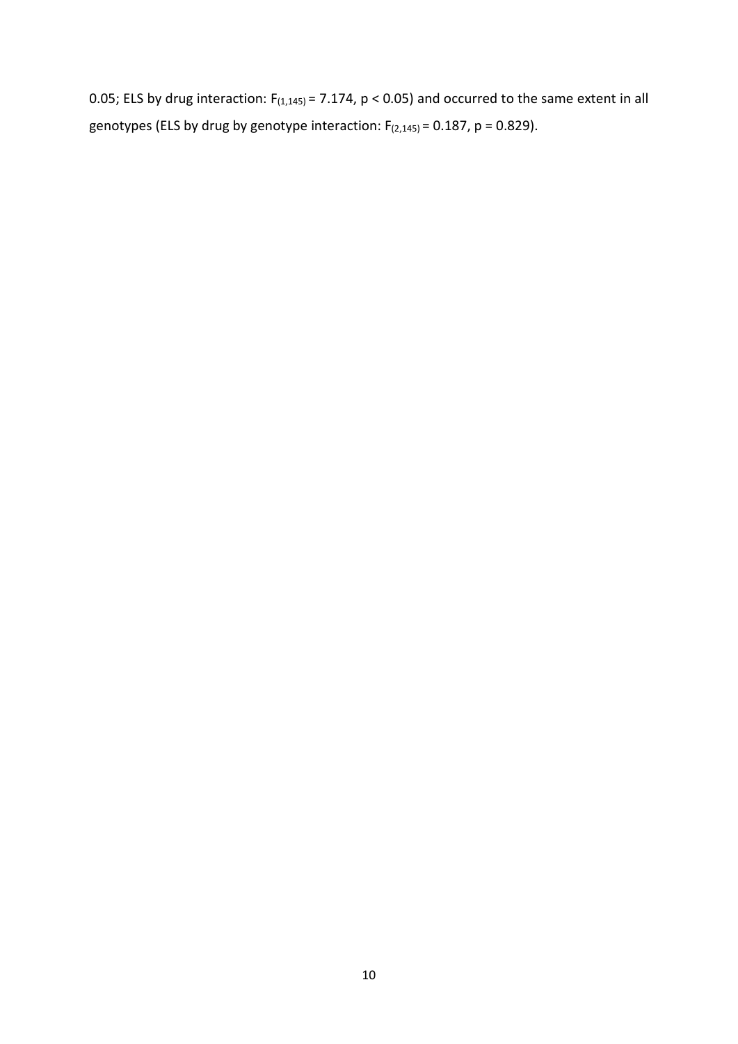0.05; ELS by drug interaction: $F_{(1,145)} = 7.174$, $p < 0.05$) and occurred to the same extent in all genotypes (ELS by drug by genotype interaction: $F_{(2,145)} = 0.187$, $p = 0.829$).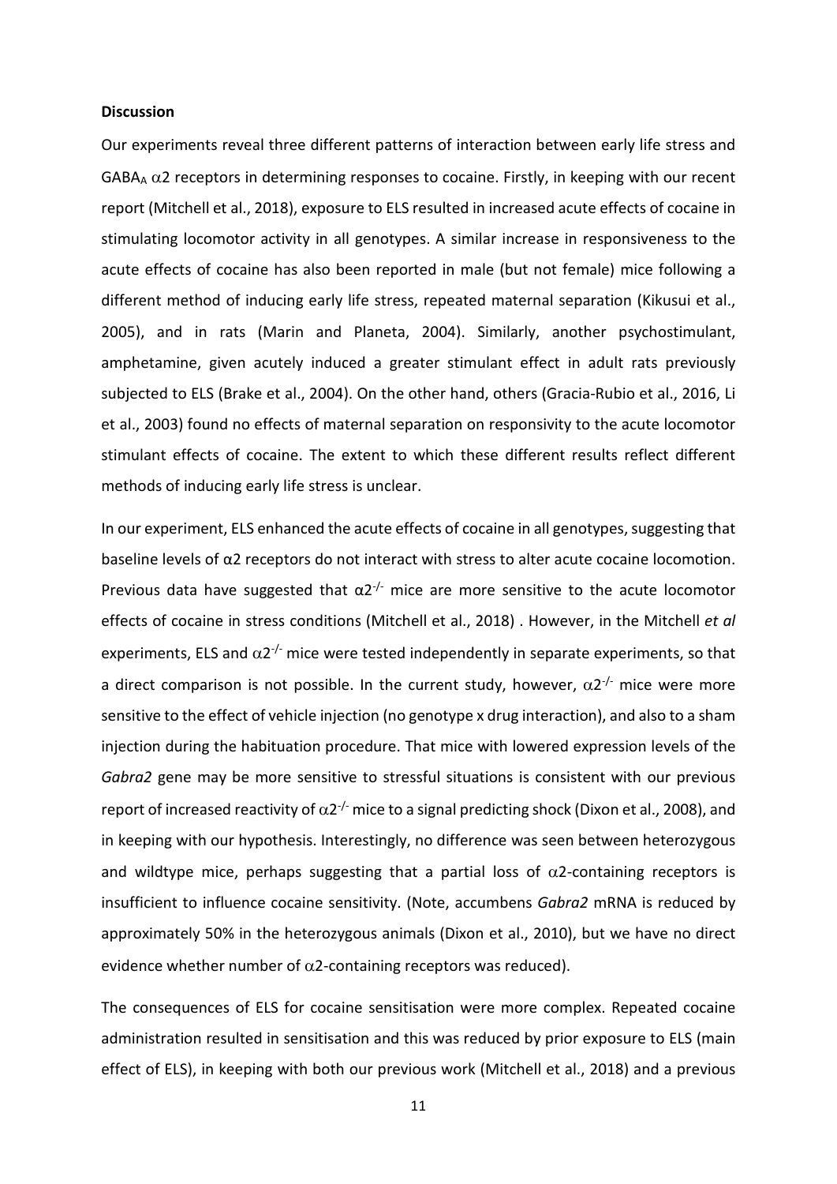**Discussion**

Our experiments reveal three different patterns of interaction between early life stress and $GABA_A$ $\alpha 2$ receptors in determining responses to cocaine. Firstly, in keeping with our recent report (Mitchell et al., 2018), exposure to ELS resulted in increased acute effects of cocaine in stimulating locomotor activity in all genotypes. A similar increase in responsiveness to the acute effects of cocaine has also been reported in male (but not female) mice following a different method of inducing early life stress, repeated maternal separation (Kikusui et al., 2005), and in rats (Marin and Planeta, 2004). Similarly, another psychostimulant, amphetamine, given acutely induced a greater stimulant effect in adult rats previously subjected to ELS (Brake et al., 2004). On the other hand, others (Gracia-Rubio et al., 2016, Li et al., 2003) found no effects of maternal separation on responsivity to the acute locomotor stimulant effects of cocaine. The extent to which these different results reflect different methods of inducing early life stress is unclear.

In our experiment, ELS enhanced the acute effects of cocaine in all genotypes, suggesting that baseline levels of α2 receptors do not interact with stress to alter acute cocaine locomotion. Previous data have suggested that $\alpha 2^{-/-}$ mice are more sensitive to the acute locomotor effects of cocaine in stress conditions (Mitchell et al., 2018) . However, in the Mitchell *et al* experiments, ELS and $\alpha 2^{-/-}$ mice were tested independently in separate experiments, so that a direct comparison is not possible. In the current study, however, $\alpha 2^{-/-}$ mice were more sensitive to the effect of vehicle injection (no genotype x drug interaction), and also to a sham injection during the habituation procedure. That mice with lowered expression levels of the *Gabra2* gene may be more sensitive to stressful situations is consistent with our previous report of increased reactivity of $\alpha 2^{-/-}$ mice to a signal predicting shock (Dixon et al., 2008), and in keeping with our hypothesis. Interestingly, no difference was seen between heterozygous and wildtype mice, perhaps suggesting that a partial loss of $\alpha 2$-containing receptors is insufficient to influence cocaine sensitivity. (Note, accumbens *Gabra2* mRNA is reduced by approximately 50% in the heterozygous animals (Dixon et al., 2010), but we have no direct evidence whether number of $\alpha 2$-containing receptors was reduced).

The consequences of ELS for cocaine sensitisation were more complex. Repeated cocaine administration resulted in sensitisation and this was reduced by prior exposure to ELS (main effect of ELS), in keeping with both our previous work (Mitchell et al., 2018) and a previous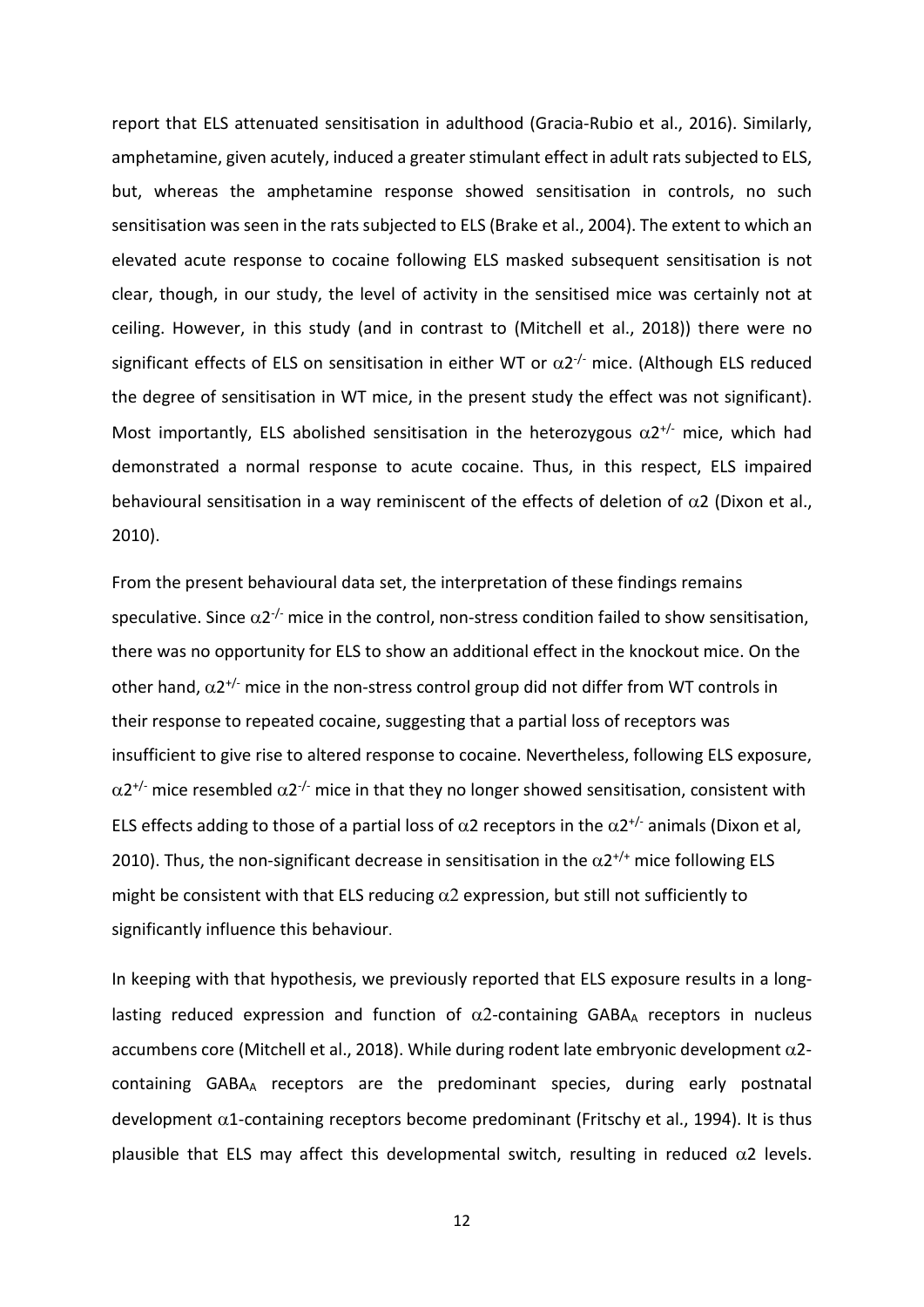report that ELS attenuated sensitisation in adulthood (Gracia-Rubio et al., 2016). Similarly, amphetamine, given acutely, induced a greater stimulant effect in adult rats subjected to ELS, but, whereas the amphetamine response showed sensitisation in controls, no such sensitisation was seen in the rats subjected to ELS (Brake et al., 2004). The extent to which an elevated acute response to cocaine following ELS masked subsequent sensitisation is not clear, though, in our study, the level of activity in the sensitised mice was certainly not at ceiling. However, in this study (and in contrast to (Mitchell et al., 2018)) there were no significant effects of ELS on sensitisation in either WT or $\alpha2^{-/-}$ mice. (Although ELS reduced the degree of sensitisation in WT mice, in the present study the effect was not significant). Most importantly, ELS abolished sensitisation in the heterozygous $\alpha2^{+/-}$ mice, which had demonstrated a normal response to acute cocaine. Thus, in this respect, ELS impaired behavioural sensitisation in a way reminiscent of the effects of deletion of $\alpha2$ (Dixon et al., 2010).

From the present behavioural data set, the interpretation of these findings remains speculative. Since $\alpha2^{-/-}$ mice in the control, non-stress condition failed to show sensitisation, there was no opportunity for ELS to show an additional effect in the knockout mice. On the other hand, $\alpha2^{+/-}$ mice in the non-stress control group did not differ from WT controls in their response to repeated cocaine, suggesting that a partial loss of receptors was insufficient to give rise to altered response to cocaine. Nevertheless, following ELS exposure, $\alpha2^{+/-}$ mice resembled $\alpha2^{-/-}$ mice in that they no longer showed sensitisation, consistent with ELS effects adding to those of a partial loss of $\alpha2$ receptors in the $\alpha2^{+/-}$ animals (Dixon et al, 2010). Thus, the non-significant decrease in sensitisation in the $\alpha2^{+/+}$ mice following ELS might be consistent with that ELS reducing $\alpha2$ expression, but still not sufficiently to significantly influence this behaviour.

In keeping with that hypothesis, we previously reported that ELS exposure results in a long-lasting reduced expression and function of $\alpha2$-containing $GABA_A$ receptors in nucleus accumbens core (Mitchell et al., 2018). While during rodent late embryonic development $\alpha2$-containing $GABA_A$ receptors are the predominant species, during early postnatal development $\alpha1$-containing receptors become predominant (Fritschy et al., 1994). It is thus plausible that ELS may affect this developmental switch, resulting in reduced $\alpha2$ levels.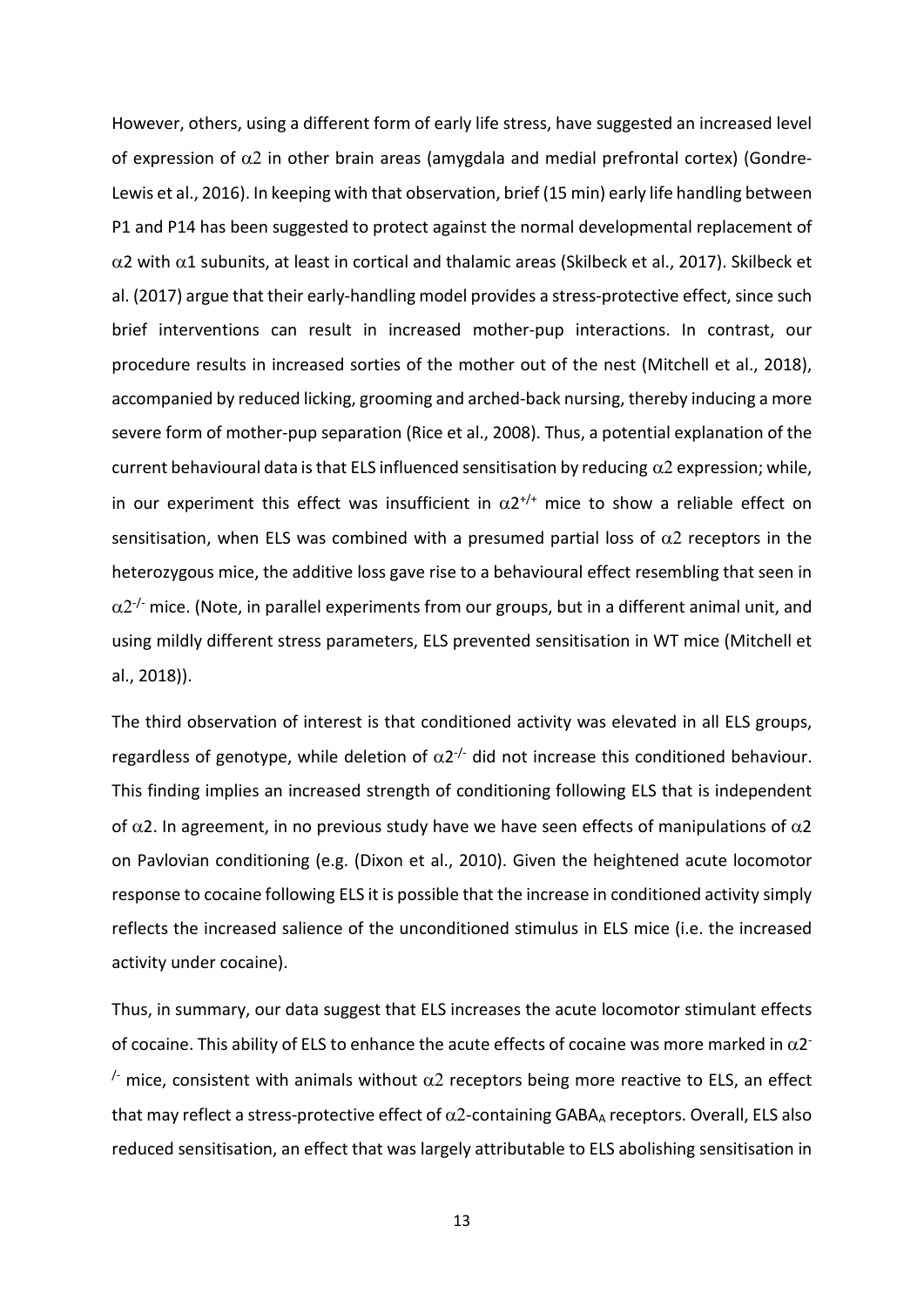However, others, using a different form of early life stress, have suggested an increased level of expression of $\alpha2$ in other brain areas (amygdala and medial prefrontal cortex) (Gondre-Lewis et al., 2016). In keeping with that observation, brief (15 min) early life handling between P1 and P14 has been suggested to protect against the normal developmental replacement of $\alpha2$ with $\alpha1$ subunits, at least in cortical and thalamic areas (Skilbeck et al., 2017). Skilbeck et al. (2017) argue that their early-handling model provides a stress-protective effect, since such brief interventions can result in increased mother-pup interactions. In contrast, our procedure results in increased sorties of the mother out of the nest (Mitchell et al., 2018), accompanied by reduced licking, grooming and arched-back nursing, thereby inducing a more severe form of mother-pup separation (Rice et al., 2008). Thus, a potential explanation of the current behavioural data is that ELS influenced sensitisation by reducing $\alpha2$ expression; while, in our experiment this effect was insufficient in $\alpha2^{+/+}$ mice to show a reliable effect on sensitisation, when ELS was combined with a presumed partial loss of $\alpha2$ receptors in the heterozygous mice, the additive loss gave rise to a behavioural effect resembling that seen in $\alpha2^{-/-}$ mice. (Note, in parallel experiments from our groups, but in a different animal unit, and using mildly different stress parameters, ELS prevented sensitisation in WT mice (Mitchell et al., 2018)).

The third observation of interest is that conditioned activity was elevated in all ELS groups, regardless of genotype, while deletion of $\alpha2^{-/-}$ did not increase this conditioned behaviour. This finding implies an increased strength of conditioning following ELS that is independent of $\alpha2$. In agreement, in no previous study have we have seen effects of manipulations of $\alpha2$ on Pavlovian conditioning (e.g. (Dixon et al., 2010). Given the heightened acute locomotor response to cocaine following ELS it is possible that the increase in conditioned activity simply reflects the increased salience of the unconditioned stimulus in ELS mice (i.e. the increased activity under cocaine).

Thus, in summary, our data suggest that ELS increases the acute locomotor stimulant effects of cocaine. This ability of ELS to enhance the acute effects of cocaine was more marked in $\alpha2^{-/-}$ mice, consistent with animals without $\alpha2$ receptors being more reactive to ELS, an effect that may reflect a stress-protective effect of $\alpha2$-containing $GABA_A$ receptors. Overall, ELS also reduced sensitisation, an effect that was largely attributable to ELS abolishing sensitisation in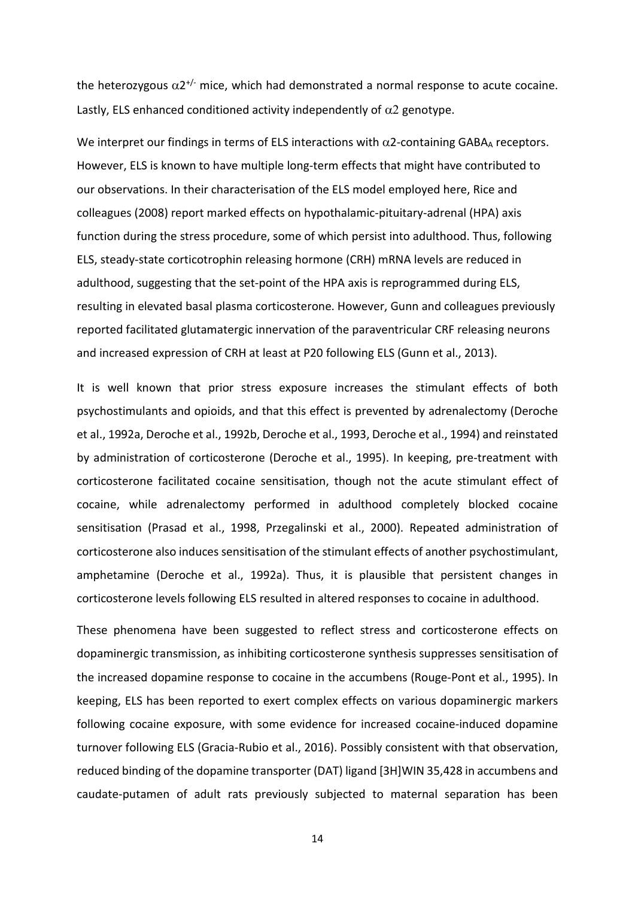the heterozygous $\alpha 2^{+/-}$ mice, which had demonstrated a normal response to acute cocaine. Lastly, ELS enhanced conditioned activity independently of $\alpha 2$ genotype.

We interpret our findings in terms of ELS interactions with $\alpha 2$-containing $GABA_A$ receptors. However, ELS is known to have multiple long-term effects that might have contributed to our observations. In their characterisation of the ELS model employed here, Rice and colleagues (2008) report marked effects on hypothalamic-pituitary-adrenal (HPA) axis function during the stress procedure, some of which persist into adulthood. Thus, following ELS, steady-state corticotrophin releasing hormone (CRH) mRNA levels are reduced in adulthood, suggesting that the set-point of the HPA axis is reprogrammed during ELS, resulting in elevated basal plasma corticosterone. However, Gunn and colleagues previously reported facilitated glutamatergic innervation of the paraventricular CRF releasing neurons and increased expression of CRH at least at P20 following ELS (Gunn et al., 2013).

It is well known that prior stress exposure increases the stimulant effects of both psychostimulants and opioids, and that this effect is prevented by adrenalectomy (Deroche et al., 1992a, Deroche et al., 1992b, Deroche et al., 1993, Deroche et al., 1994) and reinstated by administration of corticosterone (Deroche et al., 1995). In keeping, pre-treatment with corticosterone facilitated cocaine sensitisation, though not the acute stimulant effect of cocaine, while adrenalectomy performed in adulthood completely blocked cocaine sensitisation (Prasad et al., 1998, Przegalinski et al., 2000). Repeated administration of corticosterone also induces sensitisation of the stimulant effects of another psychostimulant, amphetamine (Deroche et al., 1992a). Thus, it is plausible that persistent changes in corticosterone levels following ELS resulted in altered responses to cocaine in adulthood.

These phenomena have been suggested to reflect stress and corticosterone effects on dopaminergic transmission, as inhibiting corticosterone synthesis suppresses sensitisation of the increased dopamine response to cocaine in the accumbens (Rouge-Pont et al., 1995). In keeping, ELS has been reported to exert complex effects on various dopaminergic markers following cocaine exposure, with some evidence for increased cocaine-induced dopamine turnover following ELS (Gracia-Rubio et al., 2016). Possibly consistent with that observation, reduced binding of the dopamine transporter (DAT) ligand [3H]WIN 35,428 in accumbens and caudate-putamen of adult rats previously subjected to maternal separation has been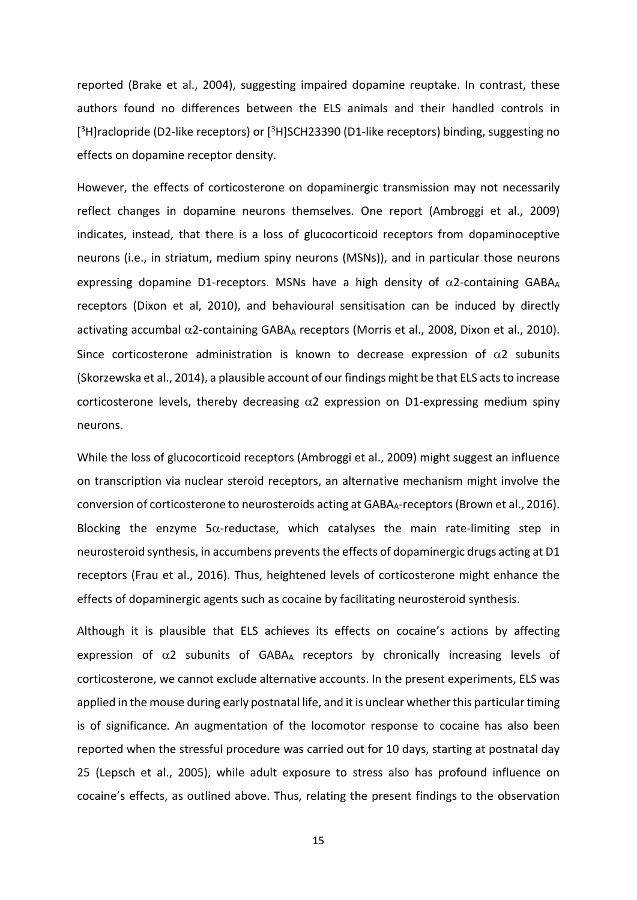reported (Brake et al., 2004), suggesting impaired dopamine reuptake. In contrast, these authors found no differences between the ELS animals and their handled controls in [$^3$H]raclopride (D2-like receptors) or [$^3$H]SCH23390 (D1-like receptors) binding, suggesting no effects on dopamine receptor density.

However, the effects of corticosterone on dopaminergic transmission may not necessarily reflect changes in dopamine neurons themselves. One report (Ambroggi et al., 2009) indicates, instead, that there is a loss of glucocorticoid receptors from dopaminoceptive neurons (i.e., in striatum, medium spiny neurons (MSNs)), and in particular those neurons expressing dopamine D1-receptors. MSNs have a high density of $\alpha$2-containing $GABA_A$ receptors (Dixon et al, 2010), and behavioural sensitisation can be induced by directly activating accumbal $\alpha$2-containing $GABA_A$ receptors (Morris et al., 2008, Dixon et al., 2010). Since corticosterone administration is known to decrease expression of $\alpha$2 subunits (Skorzewska et al., 2014), a plausible account of our findings might be that ELS acts to increase corticosterone levels, thereby decreasing $\alpha$2 expression on D1-expressing medium spiny neurons.

While the loss of glucocorticoid receptors (Ambroggi et al., 2009) might suggest an influence on transcription via nuclear steroid receptors, an alternative mechanism might involve the conversion of corticosterone to neurosteroids acting at $GABA_A$-receptors (Brown et al., 2016). Blocking the enzyme 5$\alpha$-reductase, which catalyses the main rate-limiting step in neurosteroid synthesis, in accumbens prevents the effects of dopaminergic drugs acting at D1 receptors (Frau et al., 2016). Thus, heightened levels of corticosterone might enhance the effects of dopaminergic agents such as cocaine by facilitating neurosteroid synthesis.

Although it is plausible that ELS achieves its effects on cocaine's actions by affecting expression of $\alpha$2 subunits of $GABA_A$ receptors by chronically increasing levels of corticosterone, we cannot exclude alternative accounts. In the present experiments, ELS was applied in the mouse during early postnatal life, and it is unclear whether this particular timing is of significance. An augmentation of the locomotor response to cocaine has also been reported when the stressful procedure was carried out for 10 days, starting at postnatal day 25 (Lepsch et al., 2005), while adult exposure to stress also has profound influence on cocaine's effects, as outlined above. Thus, relating the present findings to the observation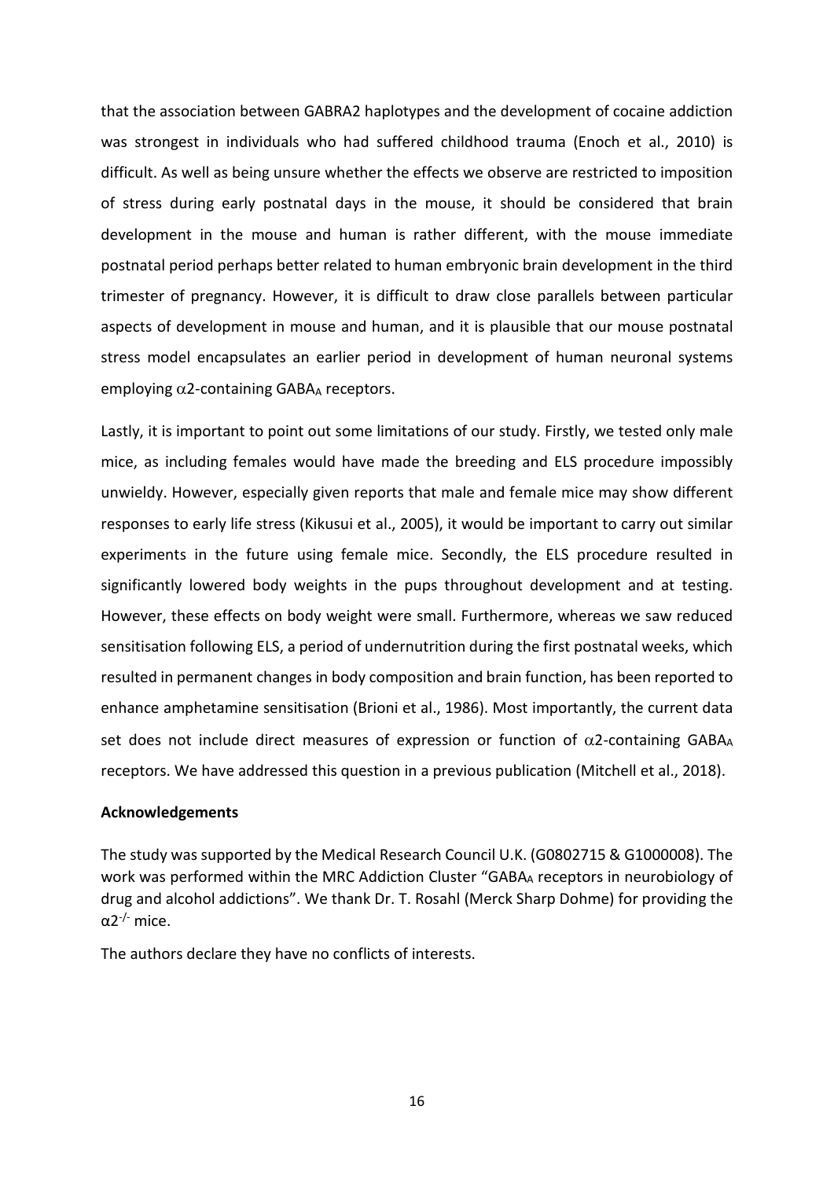that the association between GABRA2 haplotypes and the development of cocaine addiction was strongest in individuals who had suffered childhood trauma (Enoch et al., 2010) is difficult. As well as being unsure whether the effects we observe are restricted to imposition of stress during early postnatal days in the mouse, it should be considered that brain development in the mouse and human is rather different, with the mouse immediate postnatal period perhaps better related to human embryonic brain development in the third trimester of pregnancy. However, it is difficult to draw close parallels between particular aspects of development in mouse and human, and it is plausible that our mouse postnatal stress model encapsulates an earlier period in development of human neuronal systems employing $\alpha$2-containing $GABA_A$ receptors.

Lastly, it is important to point out some limitations of our study. Firstly, we tested only male mice, as including females would have made the breeding and ELS procedure impossibly unwieldy. However, especially given reports that male and female mice may show different responses to early life stress (Kikusui et al., 2005), it would be important to carry out similar experiments in the future using female mice. Secondly, the ELS procedure resulted in significantly lowered body weights in the pups throughout development and at testing. However, these effects on body weight were small. Furthermore, whereas we saw reduced sensitisation following ELS, a period of undernutrition during the first postnatal weeks, which resulted in permanent changes in body composition and brain function, has been reported to enhance amphetamine sensitisation (Brioni et al., 1986). Most importantly, the current data set does not include direct measures of expression or function of $\alpha$2-containing $GABA_A$ receptors. We have addressed this question in a previous publication (Mitchell et al., 2018).

**Acknowledgements**

The study was supported by the Medical Research Council U.K. (G0802715 & G1000008). The work was performed within the MRC Addiction Cluster "$GABA_A$ receptors in neurobiology of drug and alcohol addictions". We thank Dr. T. Rosahl (Merck Sharp Dohme) for providing the $\alpha 2^{-/-}$ mice.

The authors declare they have no conflicts of interests.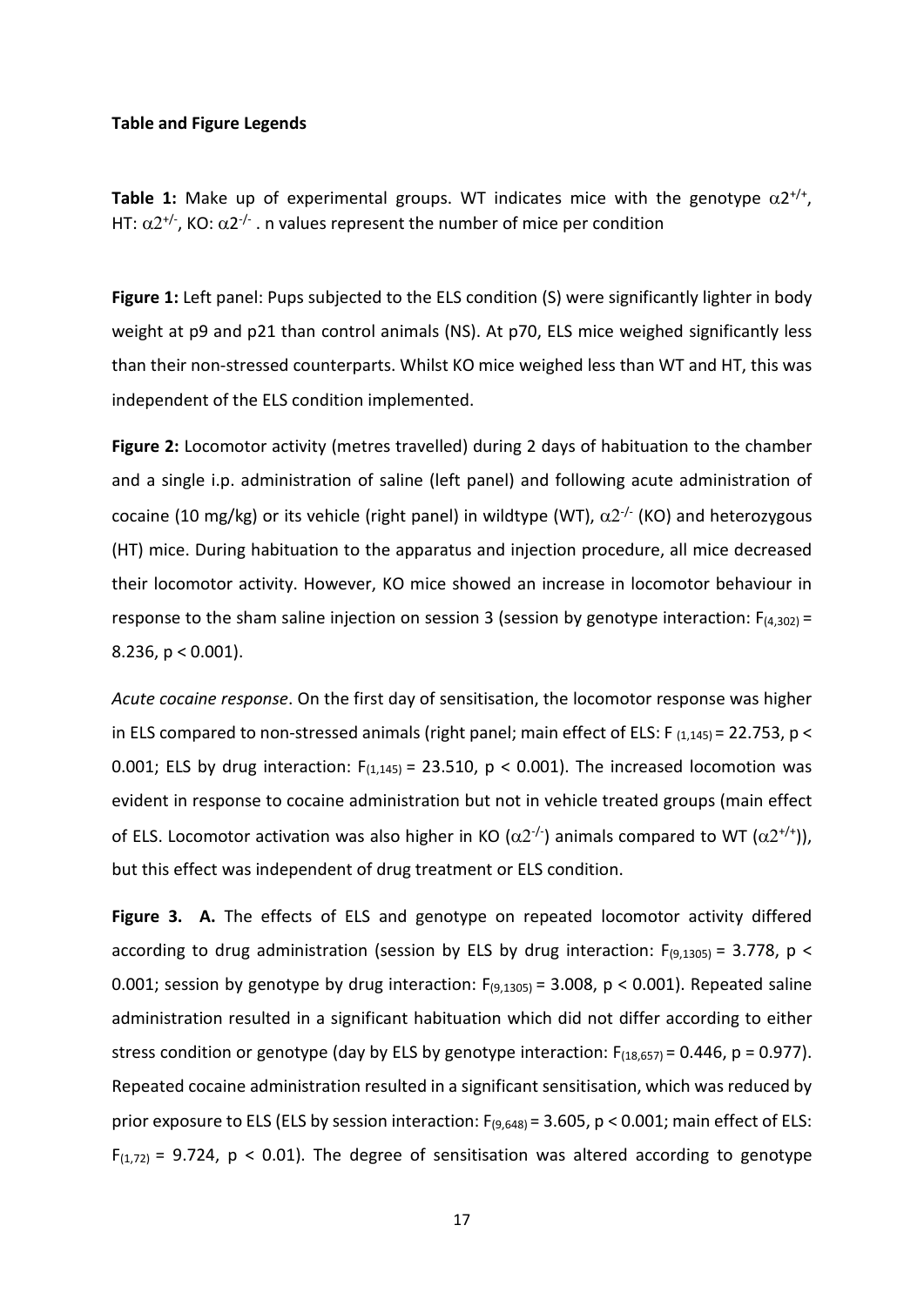**Table and Figure Legends**

**Table 1:** Make up of experimental groups. WT indicates mice with the genotype $\alpha2^{+/+}$, HT: $\alpha2^{+/-}$, KO: $\alpha2^{-/-}$ . n values represent the number of mice per condition

**Figure 1:** Left panel: Pups subjected to the ELS condition (S) were significantly lighter in body weight at p9 and p21 than control animals (NS). At p70, ELS mice weighed significantly less than their non-stressed counterparts. Whilst KO mice weighed less than WT and HT, this was independent of the ELS condition implemented.

**Figure 2:** Locomotor activity (metres travelled) during 2 days of habituation to the chamber and a single i.p. administration of saline (left panel) and following acute administration of cocaine (10 mg/kg) or its vehicle (right panel) in wildtype (WT), $\alpha2^{-/-}$ (KO) and heterozygous (HT) mice. During habituation to the apparatus and injection procedure, all mice decreased their locomotor activity. However, KO mice showed an increase in locomotor behaviour in response to the sham saline injection on session 3 (session by genotype interaction: $F_{(4,302)} = 8.236$, $p < 0.001$).

*Acute cocaine response*. On the first day of sensitisation, the locomotor response was higher in ELS compared to non-stressed animals (right panel; main effect of ELS: $F_{(1,145)} = 22.753$, $p < 0.001$; ELS by drug interaction: $F_{(1,145)} = 23.510$, $p < 0.001$). The increased locomotion was evident in response to cocaine administration but not in vehicle treated groups (main effect of ELS. Locomotor activation was also higher in KO ($\alpha2^{-/-}$) animals compared to WT ($\alpha2^{+/+}$)), but this effect was independent of drug treatment or ELS condition.

**Figure 3. A.** The effects of ELS and genotype on repeated locomotor activity differed according to drug administration (session by ELS by drug interaction: $F_{(9,1305)} = 3.778$, $p < 0.001$; session by genotype by drug interaction: $F_{(9,1305)} = 3.008$, $p < 0.001$). Repeated saline administration resulted in a significant habituation which did not differ according to either stress condition or genotype (day by ELS by genotype interaction: $F_{(18,657)} = 0.446$, $p = 0.977$). Repeated cocaine administration resulted in a significant sensitisation, which was reduced by prior exposure to ELS (ELS by session interaction: $F_{(9,648)} = 3.605$, $p < 0.001$; main effect of ELS: $F_{(1,72)} = 9.724$, $p < 0.01$). The degree of sensitisation was altered according to genotype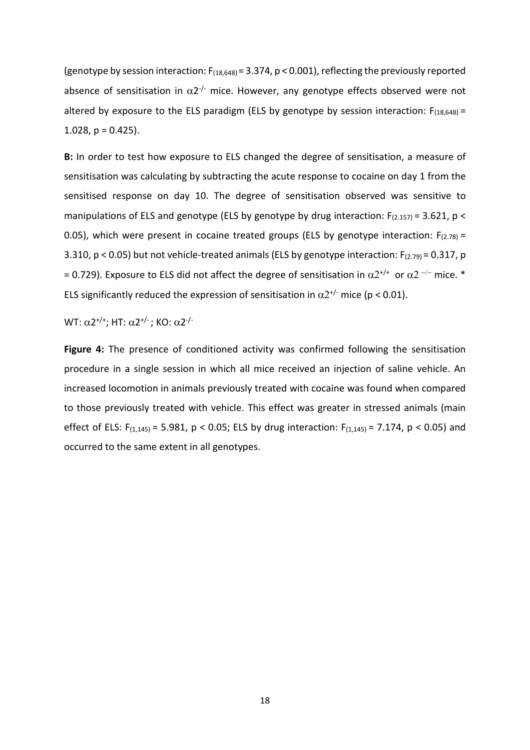(genotype by session interaction: $F_{(18,648)} = 3.374$, $p < 0.001$), reflecting the previously reported absence of sensitisation in $\alpha2^{-/-}$ mice. However, any genotype effects observed were not altered by exposure to the ELS paradigm (ELS by genotype by session interaction: $F_{(18,648)} = 1.028$, $p = 0.425$).

**B:** In order to test how exposure to ELS changed the degree of sensitisation, a measure of sensitisation was calculating by subtracting the acute response to cocaine on day 1 from the sensitised response on day 10. The degree of sensitisation observed was sensitive to manipulations of ELS and genotype (ELS by genotype by drug interaction: $F_{(2.157)} = 3.621$, $p < 0.05$), which were present in cocaine treated groups (ELS by genotype interaction: $F_{(2.78)} = 3.310$, $p < 0.05$) but not vehicle-treated animals (ELS by genotype interaction: $F_{(2.79)} = 0.317$, $p = 0.729$). Exposure to ELS did not affect the degree of sensitisation in $\alpha2^{+/+}$ or $\alpha2^{-/-}$ mice. * ELS significantly reduced the expression of sensitisation in $\alpha2^{+/-}$ mice ($p < 0.01$).

WT: $\alpha2^{+/+}$; HT: $\alpha2^{+/-}$; KO: $\alpha2^{-/-}$

**Figure 4:** The presence of conditioned activity was confirmed following the sensitisation procedure in a single session in which all mice received an injection of saline vehicle. An increased locomotion in animals previously treated with cocaine was found when compared to those previously treated with vehicle. This effect was greater in stressed animals (main effect of ELS: $F_{(1,145)} = 5.981$, $p < 0.05$; ELS by drug interaction: $F_{(1,145)} = 7.174$, $p < 0.05$) and occurred to the same extent in all genotypes.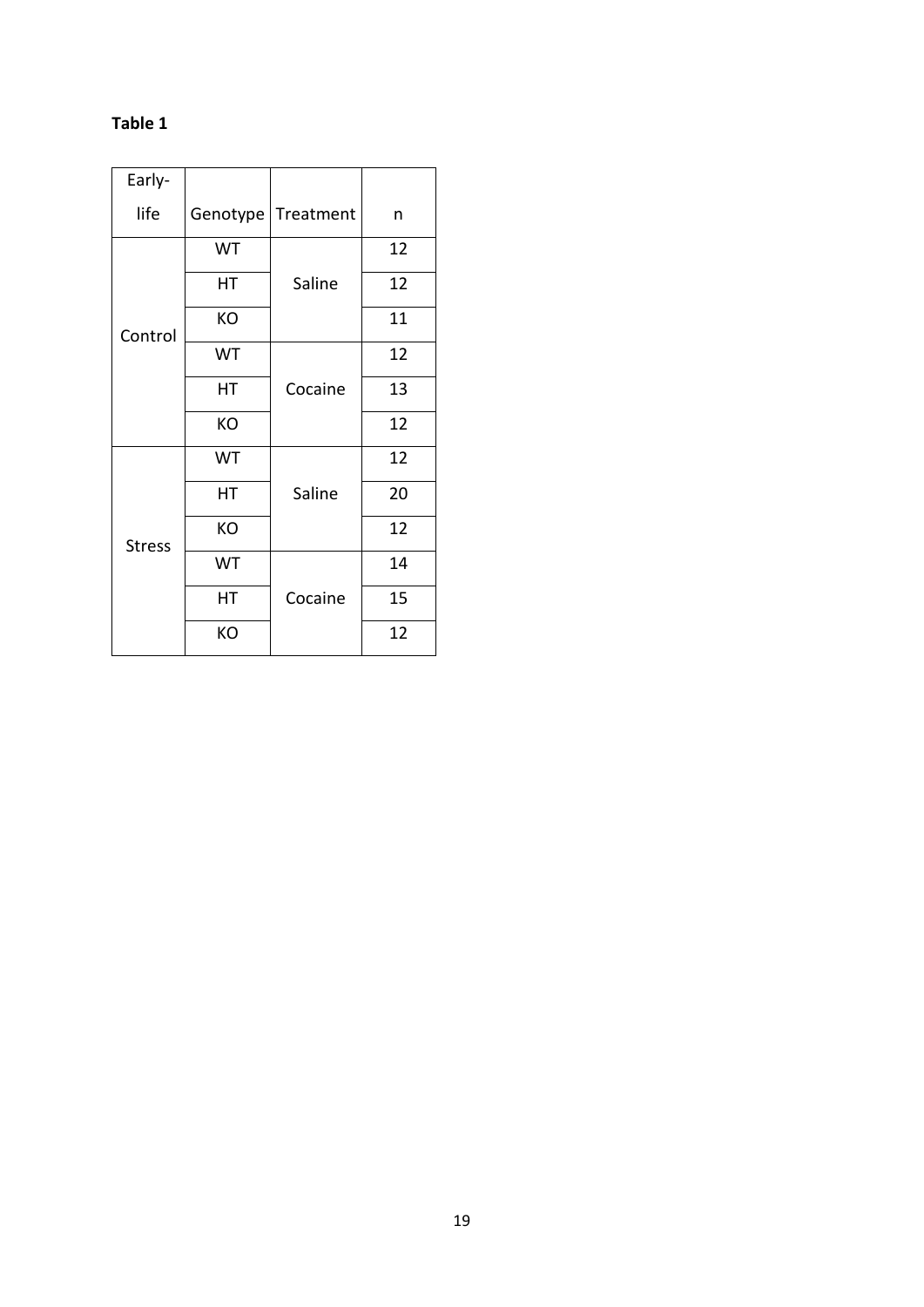**Table 1**

| Early-life | Genotype | Treatment | n |
|---|---|---|---|
| Control | WT | Saline | 12 |
| | HT | | 12 |
| | KO | | 11 |
| | WT | Cocaine | 12 |
| | HT | | 13 |
| | KO | | 12 |
| Stress | WT | Saline | 12 |
| | HT | | 20 |
| | KO | | 12 |
| | WT | Cocaine | 14 |
| | HT | | 15 |
| | KO | | 12 |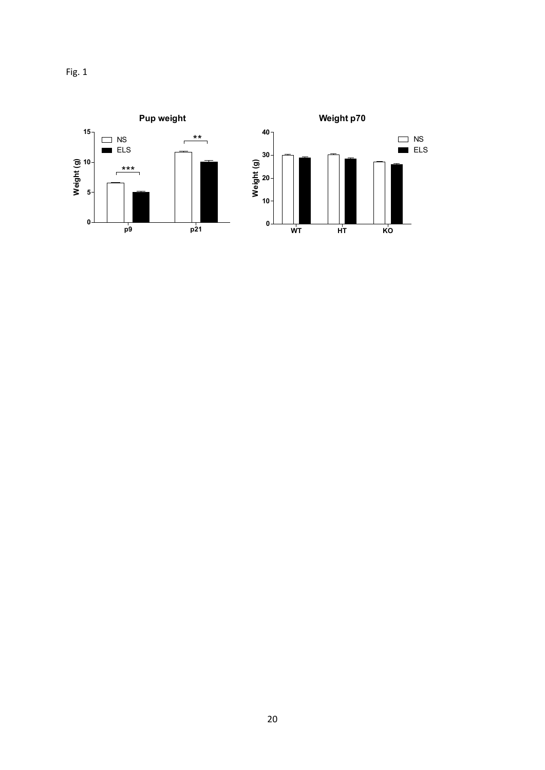Fig. 1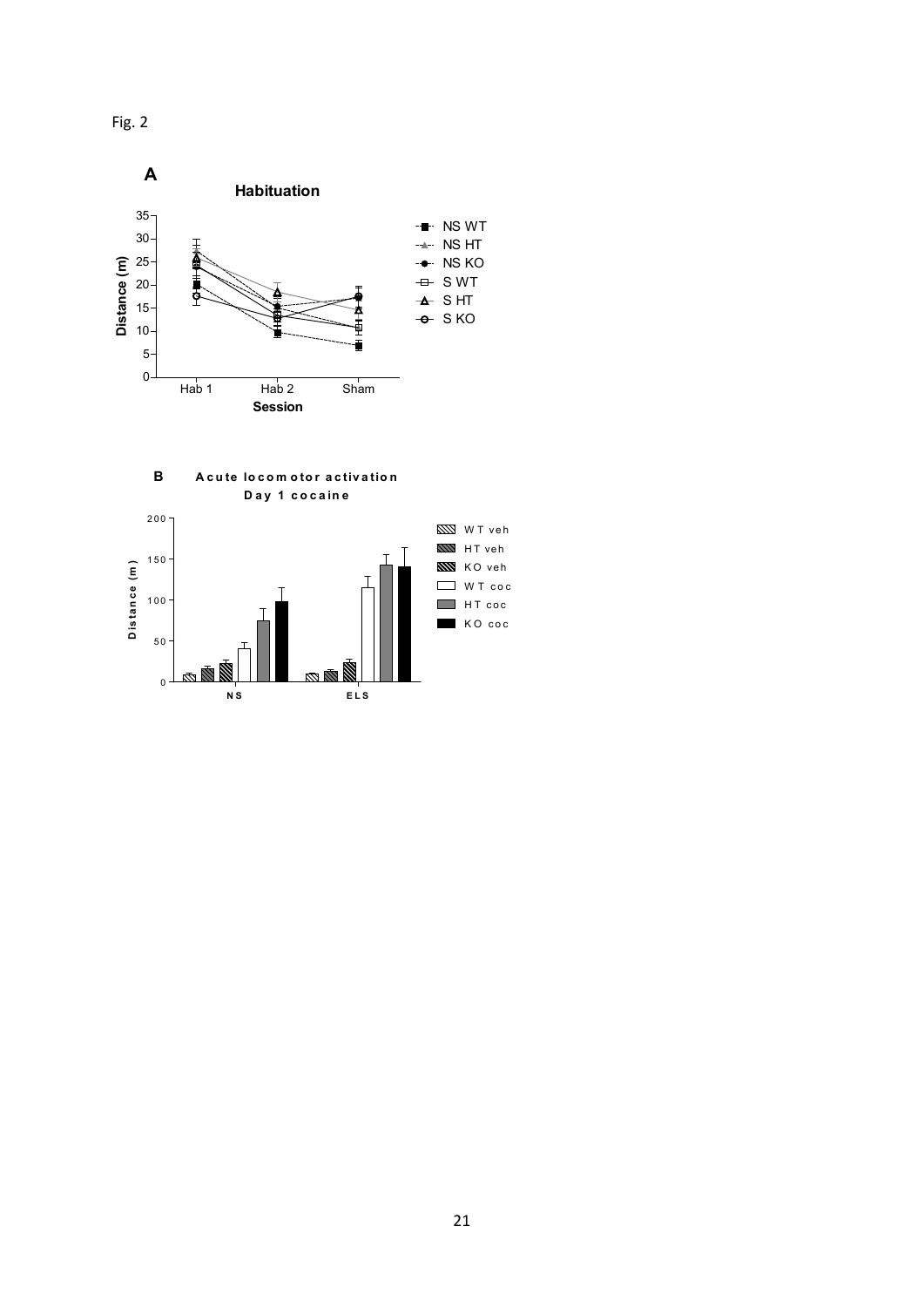Fig. 2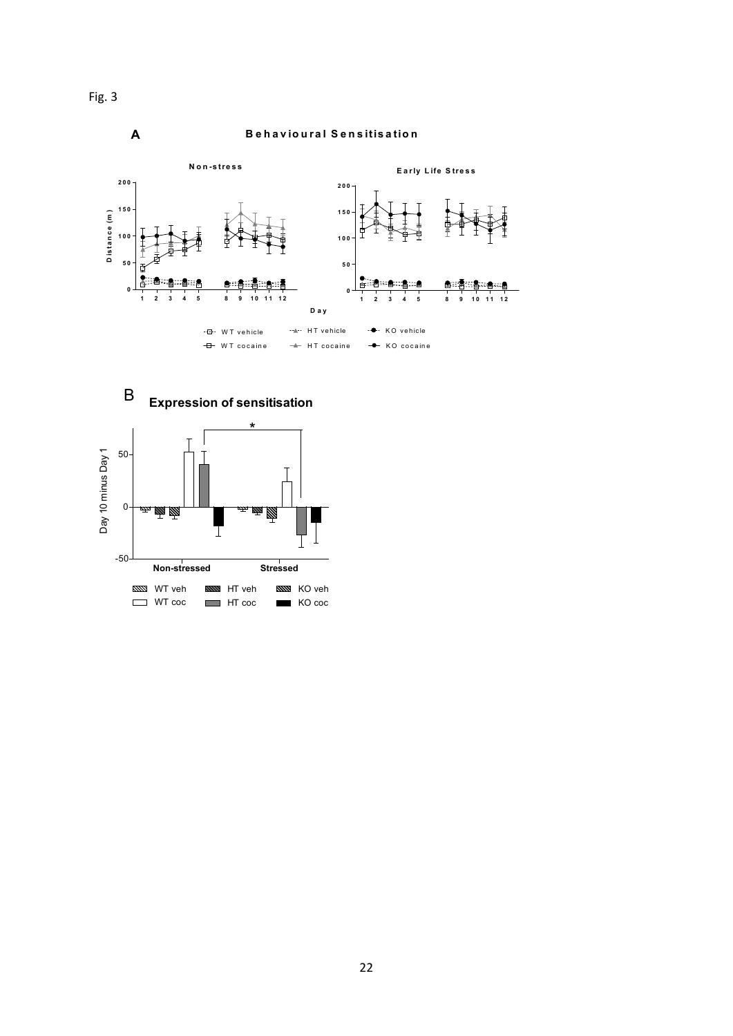Fig. 3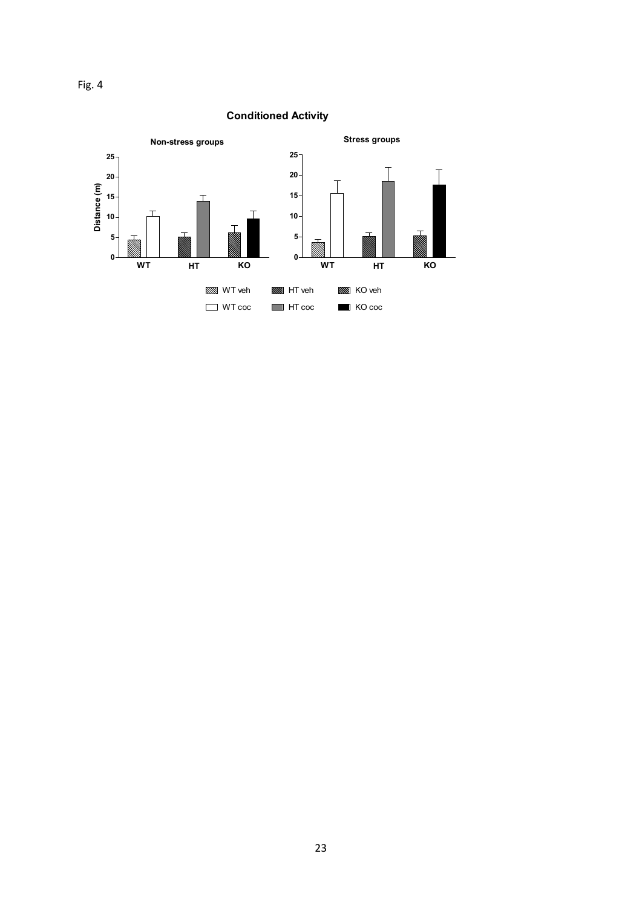Fig. 4

**Conditioned Activity**

**Non-stress groups**

**Stress groups**

Distance (m)

WT veh | HT veh | KO veh

WT coc | HT coc | KO coc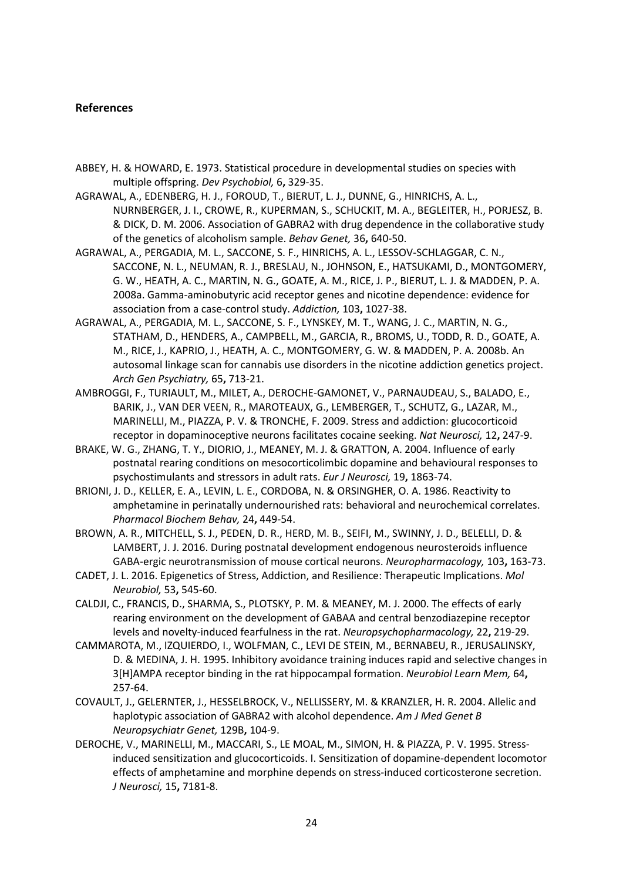## References

ABBEY, H. & HOWARD, E. 1973. Statistical procedure in developmental studies on species with multiple offspring. *Dev Psychobiol,* 6**,** 329-35.

AGRAWAL, A., EDENBERG, H. J., FOROUD, T., BIERUT, L. J., DUNNE, G., HINRICHS, A. L., NURNBERGER, J. I., CROWE, R., KUPERMAN, S., SCHUCKIT, M. A., BEGLEITER, H., PORJESZ, B. & DICK, D. M. 2006. Association of GABRA2 with drug dependence in the collaborative study of the genetics of alcoholism sample. *Behav Genet,* 36**,** 640-50.

AGRAWAL, A., PERGADIA, M. L., SACCONE, S. F., HINRICHS, A. L., LESSOV-SCHLAGGAR, C. N., SACCONE, N. L., NEUMAN, R. J., BRESLAU, N., JOHNSON, E., HATSUKAMI, D., MONTGOMERY, G. W., HEATH, A. C., MARTIN, N. G., GOATE, A. M., RICE, J. P., BIERUT, L. J. & MADDEN, P. A. 2008a. Gamma-aminobutyric acid receptor genes and nicotine dependence: evidence for association from a case-control study. *Addiction,* 103**,** 1027-38.

AGRAWAL, A., PERGADIA, M. L., SACCONE, S. F., LYNSKEY, M. T., WANG, J. C., MARTIN, N. G., STATHAM, D., HENDERS, A., CAMPBELL, M., GARCIA, R., BROMS, U., TODD, R. D., GOATE, A. M., RICE, J., KAPRIO, J., HEATH, A. C., MONTGOMERY, G. W. & MADDEN, P. A. 2008b. An autosomal linkage scan for cannabis use disorders in the nicotine addiction genetics project. *Arch Gen Psychiatry,* 65**,** 713-21.

AMBROGGI, F., TURIAULT, M., MILET, A., DEROCHE-GAMONET, V., PARNAUDEAU, S., BALADO, E., BARIK, J., VAN DER VEEN, R., MAROTEAUX, G., LEMBERGER, T., SCHUTZ, G., LAZAR, M., MARINELLI, M., PIAZZA, P. V. & TRONCHE, F. 2009. Stress and addiction: glucocorticoid receptor in dopaminoceptive neurons facilitates cocaine seeking. *Nat Neurosci,* 12**,** 247-9.

BRAKE, W. G., ZHANG, T. Y., DIORIO, J., MEANEY, M. J. & GRATTON, A. 2004. Influence of early postnatal rearing conditions on mesocorticolimbic dopamine and behavioural responses to psychostimulants and stressors in adult rats. *Eur J Neurosci,* 19**,** 1863-74.

BRIONI, J. D., KELLER, E. A., LEVIN, L. E., CORDOBA, N. & ORSINGHER, O. A. 1986. Reactivity to amphetamine in perinatally undernourished rats: behavioral and neurochemical correlates. *Pharmacol Biochem Behav,* 24**,** 449-54.

BROWN, A. R., MITCHELL, S. J., PEDEN, D. R., HERD, M. B., SEIFI, M., SWINNY, J. D., BELELLI, D. & LAMBERT, J. J. 2016. During postnatal development endogenous neurosteroids influence GABA-ergic neurotransmission of mouse cortical neurons. *Neuropharmacology,* 103**,** 163-73.

CADET, J. L. 2016. Epigenetics of Stress, Addiction, and Resilience: Therapeutic Implications. *Mol Neurobiol,* 53**,** 545-60.

CALDJI, C., FRANCIS, D., SHARMA, S., PLOTSKY, P. M. & MEANEY, M. J. 2000. The effects of early rearing environment on the development of GABAA and central benzodiazepine receptor levels and novelty-induced fearfulness in the rat. *Neuropsychopharmacology,* 22**,** 219-29.

CAMMAROTA, M., IZQUIERDO, I., WOLFMAN, C., LEVI DE STEIN, M., BERNABEU, R., JERUSALINSKY, D. & MEDINA, J. H. 1995. Inhibitory avoidance training induces rapid and selective changes in 3[H]AMPA receptor binding in the rat hippocampal formation. *Neurobiol Learn Mem,* 64**,** 257-64.

COVAULT, J., GELERNTER, J., HESSELBROCK, V., NELLISSERY, M. & KRANZLER, H. R. 2004. Allelic and haplotypic association of GABRA2 with alcohol dependence. *Am J Med Genet B Neuropsychiatr Genet,* 129B**,** 104-9.

DEROCHE, V., MARINELLI, M., MACCARI, S., LE MOAL, M., SIMON, H. & PIAZZA, P. V. 1995. Stress-induced sensitization and glucocorticoids. I. Sensitization of dopamine-dependent locomotor effects of amphetamine and morphine depends on stress-induced corticosterone secretion. *J Neurosci,* 15**,** 7181-8.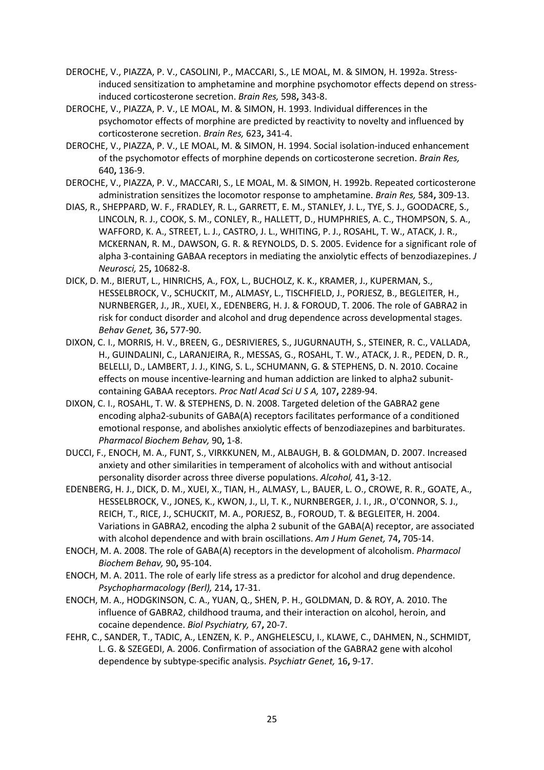DEROCHE, V., PIAZZA, P. V., CASOLINI, P., MACCARI, S., LE MOAL, M. & SIMON, H. 1992a. Stress-induced sensitization to amphetamine and morphine psychomotor effects depend on stress-induced corticosterone secretion. *Brain Res,* 598**,** 343-8.

DEROCHE, V., PIAZZA, P. V., LE MOAL, M. & SIMON, H. 1993. Individual differences in the psychomotor effects of morphine are predicted by reactivity to novelty and influenced by corticosterone secretion. *Brain Res,* 623**,** 341-4.

DEROCHE, V., PIAZZA, P. V., LE MOAL, M. & SIMON, H. 1994. Social isolation-induced enhancement of the psychomotor effects of morphine depends on corticosterone secretion. *Brain Res,* 640**,** 136-9.

DEROCHE, V., PIAZZA, P. V., MACCARI, S., LE MOAL, M. & SIMON, H. 1992b. Repeated corticosterone administration sensitizes the locomotor response to amphetamine. *Brain Res,* 584**,** 309-13.

DIAS, R., SHEPPARD, W. F., FRADLEY, R. L., GARRETT, E. M., STANLEY, J. L., TYE, S. J., GOODACRE, S., LINCOLN, R. J., COOK, S. M., CONLEY, R., HALLETT, D., HUMPHRIES, A. C., THOMPSON, S. A., WAFFORD, K. A., STREET, L. J., CASTRO, J. L., WHITING, P. J., ROSAHL, T. W., ATACK, J. R., MCKERNAN, R. M., DAWSON, G. R. & REYNOLDS, D. S. 2005. Evidence for a significant role of alpha 3-containing GABAA receptors in mediating the anxiolytic effects of benzodiazepines. *J Neurosci,* 25**,** 10682-8.

DICK, D. M., BIERUT, L., HINRICHS, A., FOX, L., BUCHOLZ, K. K., KRAMER, J., KUPERMAN, S., HESSELBROCK, V., SCHUCKIT, M., ALMASY, L., TISCHFIELD, J., PORJESZ, B., BEGLEITER, H., NURNBERGER, J., JR., XUEI, X., EDENBERG, H. J. & FOROUD, T. 2006. The role of GABRA2 in risk for conduct disorder and alcohol and drug dependence across developmental stages. *Behav Genet,* 36**,** 577-90.

DIXON, C. I., MORRIS, H. V., BREEN, G., DESRIVIERES, S., JUGURNAUTH, S., STEINER, R. C., VALLADA, H., GUINDALINI, C., LARANJEIRA, R., MESSAS, G., ROSAHL, T. W., ATACK, J. R., PEDEN, D. R., BELELLI, D., LAMBERT, J. J., KING, S. L., SCHUMANN, G. & STEPHENS, D. N. 2010. Cocaine effects on mouse incentive-learning and human addiction are linked to alpha2 subunit-containing GABAA receptors. *Proc Natl Acad Sci U S A,* 107**,** 2289-94.

DIXON, C. I., ROSAHL, T. W. & STEPHENS, D. N. 2008. Targeted deletion of the GABRA2 gene encoding alpha2-subunits of GABA(A) receptors facilitates performance of a conditioned emotional response, and abolishes anxiolytic effects of benzodiazepines and barbiturates. *Pharmacol Biochem Behav,* 90**,** 1-8.

DUCCI, F., ENOCH, M. A., FUNT, S., VIRKKUNEN, M., ALBAUGH, B. & GOLDMAN, D. 2007. Increased anxiety and other similarities in temperament of alcoholics with and without antisocial personality disorder across three diverse populations. *Alcohol,* 41**,** 3-12.

EDENBERG, H. J., DICK, D. M., XUEI, X., TIAN, H., ALMASY, L., BAUER, L. O., CROWE, R. R., GOATE, A., HESSELBROCK, V., JONES, K., KWON, J., LI, T. K., NURNBERGER, J. I., JR., O'CONNOR, S. J., REICH, T., RICE, J., SCHUCKIT, M. A., PORJESZ, B., FOROUD, T. & BEGLEITER, H. 2004. Variations in GABRA2, encoding the alpha 2 subunit of the GABA(A) receptor, are associated with alcohol dependence and with brain oscillations. *Am J Hum Genet,* 74**,** 705-14.

ENOCH, M. A. 2008. The role of GABA(A) receptors in the development of alcoholism. *Pharmacol Biochem Behav,* 90**,** 95-104.

ENOCH, M. A. 2011. The role of early life stress as a predictor for alcohol and drug dependence. *Psychopharmacology (Berl),* 214**,** 17-31.

ENOCH, M. A., HODGKINSON, C. A., YUAN, Q., SHEN, P. H., GOLDMAN, D. & ROY, A. 2010. The influence of GABRA2, childhood trauma, and their interaction on alcohol, heroin, and cocaine dependence. *Biol Psychiatry,* 67**,** 20-7.

FEHR, C., SANDER, T., TADIC, A., LENZEN, K. P., ANGHELESCU, I., KLAWE, C., DAHMEN, N., SCHMIDT, L. G. & SZEGEDI, A. 2006. Confirmation of association of the GABRA2 gene with alcohol dependence by subtype-specific analysis. *Psychiatr Genet,* 16**,** 9-17.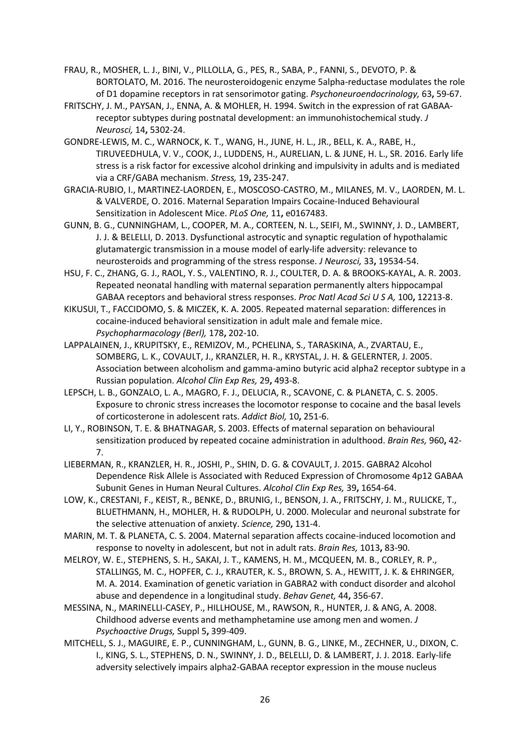FRAU, R., MOSHER, L. J., BINI, V., PILLOLLA, G., PES, R., SABA, P., FANNI, S., DEVOTO, P. & BORTOLATO, M. 2016. The neurosteroidogenic enzyme 5alpha-reductase modulates the role of D1 dopamine receptors in rat sensorimotor gating. *Psychoneuroendocrinology,* 63**,** 59-67.

FRITSCHY, J. M., PAYSAN, J., ENNA, A. & MOHLER, H. 1994. Switch in the expression of rat GABAA-receptor subtypes during postnatal development: an immunohistochemical study. *J Neurosci,* 14**,** 5302-24.

GONDRE-LEWIS, M. C., WARNOCK, K. T., WANG, H., JUNE, H. L., JR., BELL, K. A., RABE, H., TIRUVEEDHULA, V. V., COOK, J., LUDDENS, H., AURELIAN, L. & JUNE, H. L., SR. 2016. Early life stress is a risk factor for excessive alcohol drinking and impulsivity in adults and is mediated via a CRF/GABA mechanism. *Stress,* 19**,** 235-247.

GRACIA-RUBIO, I., MARTINEZ-LAORDEN, E., MOSCOSO-CASTRO, M., MILANES, M. V., LAORDEN, M. L. & VALVERDE, O. 2016. Maternal Separation Impairs Cocaine-Induced Behavioural Sensitization in Adolescent Mice. *PLoS One,* 11**,** e0167483.

GUNN, B. G., CUNNINGHAM, L., COOPER, M. A., CORTEEN, N. L., SEIFI, M., SWINNY, J. D., LAMBERT, J. J. & BELELLI, D. 2013. Dysfunctional astrocytic and synaptic regulation of hypothalamic glutamatergic transmission in a mouse model of early-life adversity: relevance to neurosteroids and programming of the stress response. *J Neurosci,* 33**,** 19534-54.

HSU, F. C., ZHANG, G. J., RAOL, Y. S., VALENTINO, R. J., COULTER, D. A. & BROOKS-KAYAL, A. R. 2003. Repeated neonatal handling with maternal separation permanently alters hippocampal GABAA receptors and behavioral stress responses. *Proc Natl Acad Sci U S A,* 100**,** 12213-8.

KIKUSUI, T., FACCIDOMO, S. & MICZEK, K. A. 2005. Repeated maternal separation: differences in cocaine-induced behavioral sensitization in adult male and female mice. *Psychopharmacology (Berl),* 178**,** 202-10.

LAPPALAINEN, J., KRUPITSKY, E., REMIZOV, M., PCHELINA, S., TARASKINA, A., ZVARTAU, E., SOMBERG, L. K., COVAULT, J., KRANZLER, H. R., KRYSTAL, J. H. & GELERNTER, J. 2005. Association between alcoholism and gamma-amino butyric acid alpha2 receptor subtype in a Russian population. *Alcohol Clin Exp Res,* 29**,** 493-8.

LEPSCH, L. B., GONZALO, L. A., MAGRO, F. J., DELUCIA, R., SCAVONE, C. & PLANETA, C. S. 2005. Exposure to chronic stress increases the locomotor response to cocaine and the basal levels of corticosterone in adolescent rats. *Addict Biol,* 10**,** 251-6.

LI, Y., ROBINSON, T. E. & BHATNAGAR, S. 2003. Effects of maternal separation on behavioural sensitization produced by repeated cocaine administration in adulthood. *Brain Res,* 960**,** 42-7.

LIEBERMAN, R., KRANZLER, H. R., JOSHI, P., SHIN, D. G. & COVAULT, J. 2015. GABRA2 Alcohol Dependence Risk Allele is Associated with Reduced Expression of Chromosome 4p12 GABAA Subunit Genes in Human Neural Cultures. *Alcohol Clin Exp Res,* 39**,** 1654-64.

LOW, K., CRESTANI, F., KEIST, R., BENKE, D., BRUNIG, I., BENSON, J. A., FRITSCHY, J. M., RULICKE, T., BLUETHMANN, H., MOHLER, H. & RUDOLPH, U. 2000. Molecular and neuronal substrate for the selective attenuation of anxiety. *Science,* 290**,** 131-4.

MARIN, M. T. & PLANETA, C. S. 2004. Maternal separation affects cocaine-induced locomotion and response to novelty in adolescent, but not in adult rats. *Brain Res,* 1013**,** 83-90.

MELROY, W. E., STEPHENS, S. H., SAKAI, J. T., KAMENS, H. M., MCQUEEN, M. B., CORLEY, R. P., STALLINGS, M. C., HOPFER, C. J., KRAUTER, K. S., BROWN, S. A., HEWITT, J. K. & EHRINGER, M. A. 2014. Examination of genetic variation in GABRA2 with conduct disorder and alcohol abuse and dependence in a longitudinal study. *Behav Genet,* 44**,** 356-67.

MESSINA, N., MARINELLI-CASEY, P., HILLHOUSE, M., RAWSON, R., HUNTER, J. & ANG, A. 2008. Childhood adverse events and methamphetamine use among men and women. *J Psychoactive Drugs,* Suppl 5**,** 399-409.

MITCHELL, S. J., MAGUIRE, E. P., CUNNINGHAM, L., GUNN, B. G., LINKE, M., ZECHNER, U., DIXON, C. I., KING, S. L., STEPHENS, D. N., SWINNY, J. D., BELELLI, D. & LAMBERT, J. J. 2018. Early-life adversity selectively impairs alpha2-GABAA receptor expression in the mouse nucleus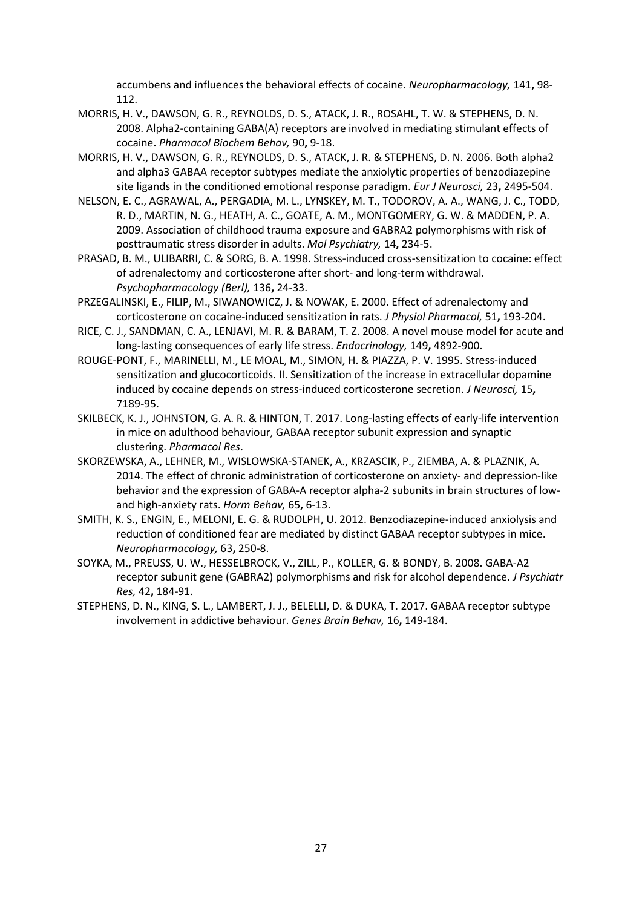accumbens and influences the behavioral effects of cocaine. *Neuropharmacology,* 141**,** 98-112.

MORRIS, H. V., DAWSON, G. R., REYNOLDS, D. S., ATACK, J. R., ROSAHL, T. W. & STEPHENS, D. N. 2008. Alpha2-containing GABA(A) receptors are involved in mediating stimulant effects of cocaine. *Pharmacol Biochem Behav,* 90**,** 9-18.

MORRIS, H. V., DAWSON, G. R., REYNOLDS, D. S., ATACK, J. R. & STEPHENS, D. N. 2006. Both alpha2 and alpha3 GABAA receptor subtypes mediate the anxiolytic properties of benzodiazepine site ligands in the conditioned emotional response paradigm. *Eur J Neurosci,* 23**,** 2495-504.

NELSON, E. C., AGRAWAL, A., PERGADIA, M. L., LYNSKEY, M. T., TODOROV, A. A., WANG, J. C., TODD, R. D., MARTIN, N. G., HEATH, A. C., GOATE, A. M., MONTGOMERY, G. W. & MADDEN, P. A. 2009. Association of childhood trauma exposure and GABRA2 polymorphisms with risk of posttraumatic stress disorder in adults. *Mol Psychiatry,* 14**,** 234-5.

PRASAD, B. M., ULIBARRI, C. & SORG, B. A. 1998. Stress-induced cross-sensitization to cocaine: effect of adrenalectomy and corticosterone after short- and long-term withdrawal. *Psychopharmacology (Berl),* 136**,** 24-33.

PRZEGALINSKI, E., FILIP, M., SIWANOWICZ, J. & NOWAK, E. 2000. Effect of adrenalectomy and corticosterone on cocaine-induced sensitization in rats. *J Physiol Pharmacol,* 51**,** 193-204.

RICE, C. J., SANDMAN, C. A., LENJAVI, M. R. & BARAM, T. Z. 2008. A novel mouse model for acute and long-lasting consequences of early life stress. *Endocrinology,* 149**,** 4892-900.

ROUGE-PONT, F., MARINELLI, M., LE MOAL, M., SIMON, H. & PIAZZA, P. V. 1995. Stress-induced sensitization and glucocorticoids. II. Sensitization of the increase in extracellular dopamine induced by cocaine depends on stress-induced corticosterone secretion. *J Neurosci,* 15**,** 7189-95.

SKILBECK, K. J., JOHNSTON, G. A. R. & HINTON, T. 2017. Long-lasting effects of early-life intervention in mice on adulthood behaviour, GABAA receptor subunit expression and synaptic clustering. *Pharmacol Res*.

SKORZEWSKA, A., LEHNER, M., WISLOWSKA-STANEK, A., KRZASCIK, P., ZIEMBA, A. & PLAZNIK, A. 2014. The effect of chronic administration of corticosterone on anxiety- and depression-like behavior and the expression of GABA-A receptor alpha-2 subunits in brain structures of low- and high-anxiety rats. *Horm Behav,* 65**,** 6-13.

SMITH, K. S., ENGIN, E., MELONI, E. G. & RUDOLPH, U. 2012. Benzodiazepine-induced anxiolysis and reduction of conditioned fear are mediated by distinct GABAA receptor subtypes in mice. *Neuropharmacology,* 63**,** 250-8.

SOYKA, M., PREUSS, U. W., HESSELBROCK, V., ZILL, P., KOLLER, G. & BONDY, B. 2008. GABA-A2 receptor subunit gene (GABRA2) polymorphisms and risk for alcohol dependence. *J Psychiatr Res,* 42**,** 184-91.

STEPHENS, D. N., KING, S. L., LAMBERT, J. J., BELELLI, D. & DUKA, T. 2017. GABAA receptor subtype involvement in addictive behaviour. *Genes Brain Behav,* 16**,** 149-184.